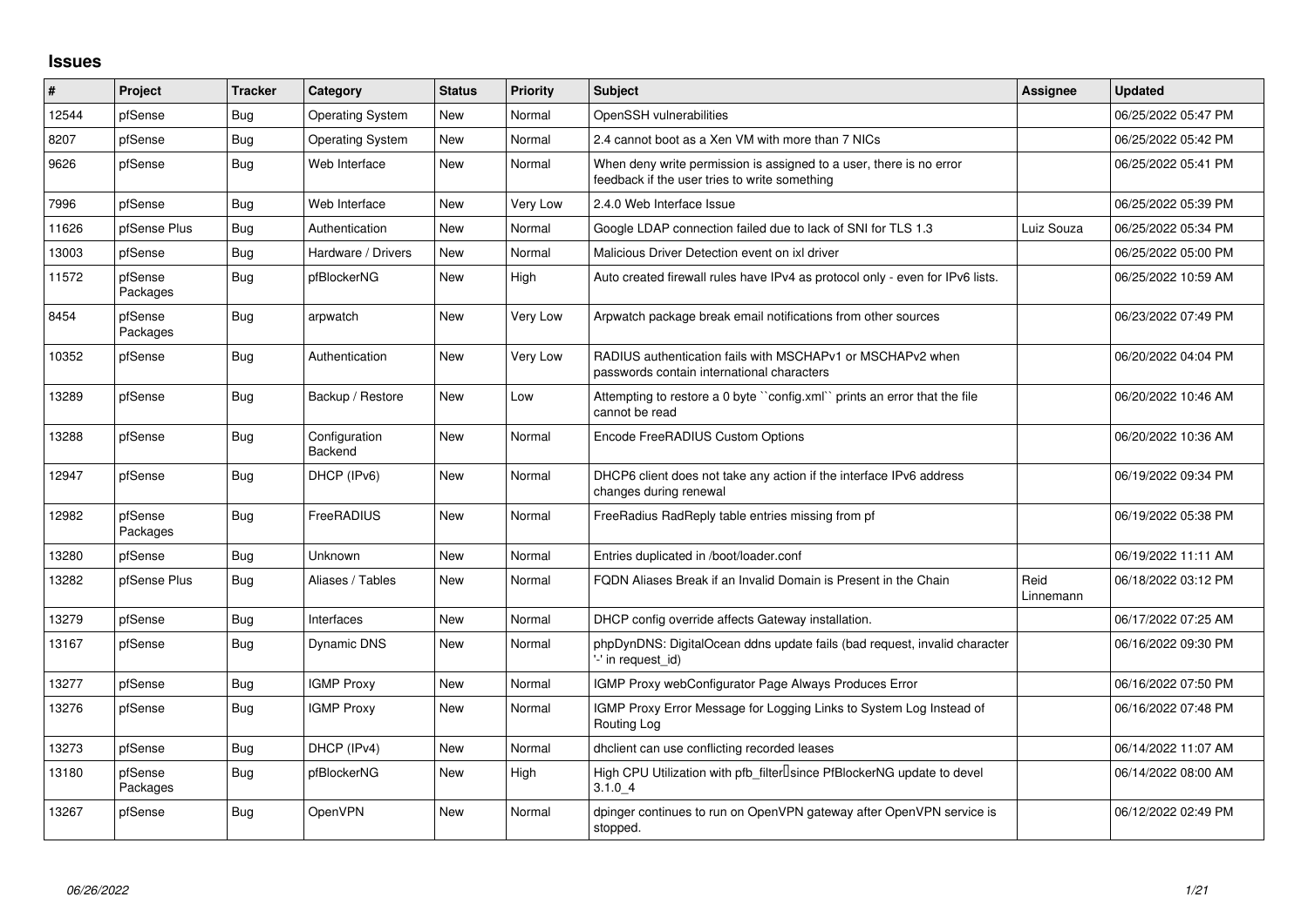# Issues

| # | Project | Tracker | Category | Status | Priority | Subject | Assignee | Updated |
|---|---|---|---|---|---|---|---|---|
| 12544 | pfSense | Bug | Operating System | New | Normal | OpenSSH vulnerabilities | | 06/25/2022 05:47 PM |
| 8207 | pfSense | Bug | Operating System | New | Normal | 2.4 cannot boot as a Xen VM with more than 7 NICs | | 06/25/2022 05:42 PM |
| 9626 | pfSense | Bug | Web Interface | New | Normal | When deny write permission is assigned to a user, there is no error feedback if the user tries to write something | | 06/25/2022 05:41 PM |
| 7996 | pfSense | Bug | Web Interface | New | Very Low | 2.4.0 Web Interface Issue | | 06/25/2022 05:39 PM |
| 11626 | pfSense Plus | Bug | Authentication | New | Normal | Google LDAP connection failed due to lack of SNI for TLS 1.3 | Luiz Souza | 06/25/2022 05:34 PM |
| 13003 | pfSense | Bug | Hardware / Drivers | New | Normal | Malicious Driver Detection event on ixl driver | | 06/25/2022 05:00 PM |
| 11572 | pfSense Packages | Bug | pfBlockerNG | New | High | Auto created firewall rules have IPv4 as protocol only - even for IPv6 lists. | | 06/25/2022 10:59 AM |
| 8454 | pfSense Packages | Bug | arpwatch | New | Very Low | Arpwatch package break email notifications from other sources | | 06/23/2022 07:49 PM |
| 10352 | pfSense | Bug | Authentication | New | Very Low | RADIUS authentication fails with MSCHAPv1 or MSCHAPv2 when passwords contain international characters | | 06/20/2022 04:04 PM |
| 13289 | pfSense | Bug | Backup / Restore | New | Low | Attempting to restore a 0 byte ``config.xml`` prints an error that the file cannot be read | | 06/20/2022 10:46 AM |
| 13288 | pfSense | Bug | Configuration Backend | New | Normal | Encode FreeRADIUS Custom Options | | 06/20/2022 10:36 AM |
| 12947 | pfSense | Bug | DHCP (IPv6) | New | Normal | DHCP6 client does not take any action if the interface IPv6 address changes during renewal | | 06/19/2022 09:34 PM |
| 12982 | pfSense Packages | Bug | FreeRADIUS | New | Normal | FreeRadius RadReply table entries missing from pf | | 06/19/2022 05:38 PM |
| 13280 | pfSense | Bug | Unknown | New | Normal | Entries duplicated in /boot/loader.conf | | 06/19/2022 11:11 AM |
| 13282 | pfSense Plus | Bug | Aliases / Tables | New | Normal | FQDN Aliases Break if an Invalid Domain is Present in the Chain | Reid Linnemann | 06/18/2022 03:12 PM |
| 13279 | pfSense | Bug | Interfaces | New | Normal | DHCP config override affects Gateway installation. | | 06/17/2022 07:25 AM |
| 13167 | pfSense | Bug | Dynamic DNS | New | Normal | phpDynDNS: DigitalOcean ddns update fails (bad request, invalid character '-' in request_id) | | 06/16/2022 09:30 PM |
| 13277 | pfSense | Bug | IGMP Proxy | New | Normal | IGMP Proxy webConfigurator Page Always Produces Error | | 06/16/2022 07:50 PM |
| 13276 | pfSense | Bug | IGMP Proxy | New | Normal | IGMP Proxy Error Message for Logging Links to System Log Instead of Routing Log | | 06/16/2022 07:48 PM |
| 13273 | pfSense | Bug | DHCP (IPv4) | New | Normal | dhclient can use conflicting recorded leases | | 06/14/2022 11:07 AM |
| 13180 | pfSense Packages | Bug | pfBlockerNG | New | High | High CPU Utilization with pfb_filter since PfBlockerNG update to devel 3.1.0_4 | | 06/14/2022 08:00 AM |
| 13267 | pfSense | Bug | OpenVPN | New | Normal | dpinger continues to run on OpenVPN gateway after OpenVPN service is stopped. | | 06/12/2022 02:49 PM |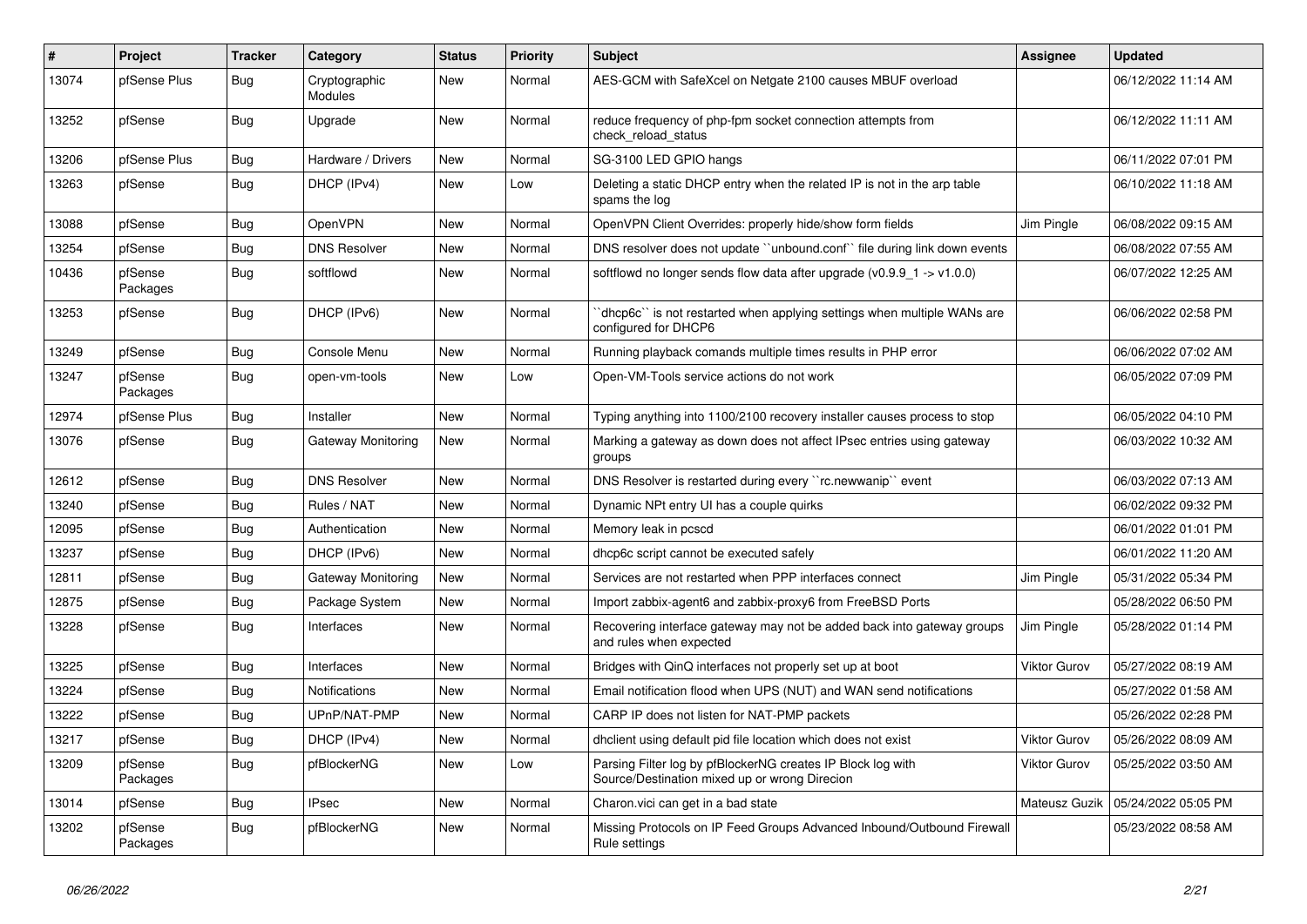| # | Project | Tracker | Category | Status | Priority | Subject | Assignee | Updated |
|---|---|---|---|---|---|---|---|---|
| 13074 | pfSense Plus | Bug | Cryptographic Modules | New | Normal | AES-GCM with SafeXcel on Netgate 2100 causes MBUF overload | | 06/12/2022 11:14 AM |
| 13252 | pfSense | Bug | Upgrade | New | Normal | reduce frequency of php-fpm socket connection attempts from check_reload_status | | 06/12/2022 11:11 AM |
| 13206 | pfSense Plus | Bug | Hardware / Drivers | New | Normal | SG-3100 LED GPIO hangs | | 06/11/2022 07:01 PM |
| 13263 | pfSense | Bug | DHCP (IPv4) | New | Low | Deleting a static DHCP entry when the related IP is not in the arp table spams the log | | 06/10/2022 11:18 AM |
| 13088 | pfSense | Bug | OpenVPN | New | Normal | OpenVPN Client Overrides: properly hide/show form fields | Jim Pingle | 06/08/2022 09:15 AM |
| 13254 | pfSense | Bug | DNS Resolver | New | Normal | DNS resolver does not update ``unbound.conf`` file during link down events | | 06/08/2022 07:55 AM |
| 10436 | pfSense Packages | Bug | softflowd | New | Normal | softflowd no longer sends flow data after upgrade (v0.9.9_1 -> v1.0.0) | | 06/07/2022 12:25 AM |
| 13253 | pfSense | Bug | DHCP (IPv6) | New | Normal | ``dhcp6c`` is not restarted when applying settings when multiple WANs are configured for DHCP6 | | 06/06/2022 02:58 PM |
| 13249 | pfSense | Bug | Console Menu | New | Normal | Running playback comands multiple times results in PHP error | | 06/06/2022 07:02 AM |
| 13247 | pfSense Packages | Bug | open-vm-tools | New | Low | Open-VM-Tools service actions do not work | | 06/05/2022 07:09 PM |
| 12974 | pfSense Plus | Bug | Installer | New | Normal | Typing anything into 1100/2100 recovery installer causes process to stop | | 06/05/2022 04:10 PM |
| 13076 | pfSense | Bug | Gateway Monitoring | New | Normal | Marking a gateway as down does not affect IPsec entries using gateway groups | | 06/03/2022 10:32 AM |
| 12612 | pfSense | Bug | DNS Resolver | New | Normal | DNS Resolver is restarted during every ``rc.newwanip`` event | | 06/03/2022 07:13 AM |
| 13240 | pfSense | Bug | Rules / NAT | New | Normal | Dynamic NPt entry UI has a couple quirks | | 06/02/2022 09:32 PM |
| 12095 | pfSense | Bug | Authentication | New | Normal | Memory leak in pcscd | | 06/01/2022 01:01 PM |
| 13237 | pfSense | Bug | DHCP (IPv6) | New | Normal | dhcp6c script cannot be executed safely | | 06/01/2022 11:20 AM |
| 12811 | pfSense | Bug | Gateway Monitoring | New | Normal | Services are not restarted when PPP interfaces connect | Jim Pingle | 05/31/2022 05:34 PM |
| 12875 | pfSense | Bug | Package System | New | Normal | Import zabbix-agent6 and zabbix-proxy6 from FreeBSD Ports | | 05/28/2022 06:50 PM |
| 13228 | pfSense | Bug | Interfaces | New | Normal | Recovering interface gateway may not be added back into gateway groups and rules when expected | Jim Pingle | 05/28/2022 01:14 PM |
| 13225 | pfSense | Bug | Interfaces | New | Normal | Bridges with QinQ interfaces not properly set up at boot | Viktor Gurov | 05/27/2022 08:19 AM |
| 13224 | pfSense | Bug | Notifications | New | Normal | Email notification flood when UPS (NUT) and WAN send notifications | | 05/27/2022 01:58 AM |
| 13222 | pfSense | Bug | UPnP/NAT-PMP | New | Normal | CARP IP does not listen for NAT-PMP packets | | 05/26/2022 02:28 PM |
| 13217 | pfSense | Bug | DHCP (IPv4) | New | Normal | dhclient using default pid file location which does not exist | Viktor Gurov | 05/26/2022 08:09 AM |
| 13209 | pfSense Packages | Bug | pfBlockerNG | New | Low | Parsing Filter log by pfBlockerNG creates IP Block log with Source/Destination mixed up or wrong Direcion | Viktor Gurov | 05/25/2022 03:50 AM |
| 13014 | pfSense | Bug | IPsec | New | Normal | Charon.vici can get in a bad state | Mateusz Guzik | 05/24/2022 05:05 PM |
| 13202 | pfSense Packages | Bug | pfBlockerNG | New | Normal | Missing Protocols on IP Feed Groups Advanced Inbound/Outbound Firewall Rule settings | | 05/23/2022 08:58 AM |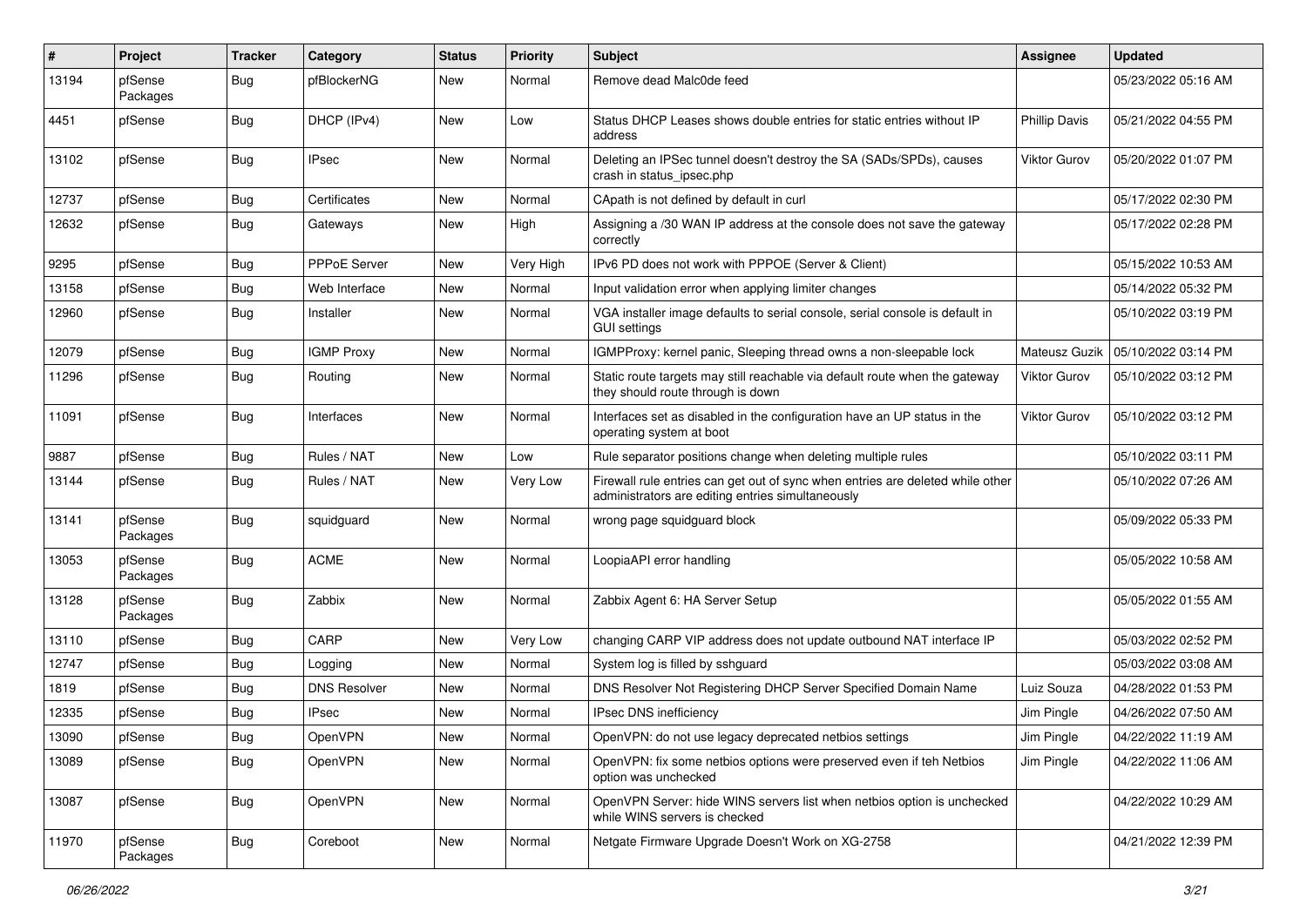| # | Project | Tracker | Category | Status | Priority | Subject | Assignee | Updated |
|---|---|---|---|---|---|---|---|---|
| 13194 | pfSense Packages | Bug | pfBlockerNG | New | Normal | Remove dead Malc0de feed | | 05/23/2022 05:16 AM |
| 4451 | pfSense | Bug | DHCP (IPv4) | New | Low | Status DHCP Leases shows double entries for static entries without IP address | Phillip Davis | 05/21/2022 04:55 PM |
| 13102 | pfSense | Bug | IPsec | New | Normal | Deleting an IPSec tunnel doesn't destroy the SA (SADs/SPDs), causes crash in status_ipsec.php | Viktor Gurov | 05/20/2022 01:07 PM |
| 12737 | pfSense | Bug | Certificates | New | Normal | CApath is not defined by default in curl | | 05/17/2022 02:30 PM |
| 12632 | pfSense | Bug | Gateways | New | High | Assigning a /30 WAN IP address at the console does not save the gateway correctly | | 05/17/2022 02:28 PM |
| 9295 | pfSense | Bug | PPPoE Server | New | Very High | IPv6 PD does not work with PPPOE (Server & Client) | | 05/15/2022 10:53 AM |
| 13158 | pfSense | Bug | Web Interface | New | Normal | Input validation error when applying limiter changes | | 05/14/2022 05:32 PM |
| 12960 | pfSense | Bug | Installer | New | Normal | VGA installer image defaults to serial console, serial console is default in GUI settings | | 05/10/2022 03:19 PM |
| 12079 | pfSense | Bug | IGMP Proxy | New | Normal | IGMPProxy: kernel panic, Sleeping thread owns a non-sleepable lock | Mateusz Guzik | 05/10/2022 03:14 PM |
| 11296 | pfSense | Bug | Routing | New | Normal | Static route targets may still reachable via default route when the gateway they should route through is down | Viktor Gurov | 05/10/2022 03:12 PM |
| 11091 | pfSense | Bug | Interfaces | New | Normal | Interfaces set as disabled in the configuration have an UP status in the operating system at boot | Viktor Gurov | 05/10/2022 03:12 PM |
| 9887 | pfSense | Bug | Rules / NAT | New | Low | Rule separator positions change when deleting multiple rules | | 05/10/2022 03:11 PM |
| 13144 | pfSense | Bug | Rules / NAT | New | Very Low | Firewall rule entries can get out of sync when entries are deleted while other administrators are editing entries simultaneously | | 05/10/2022 07:26 AM |
| 13141 | pfSense Packages | Bug | squidguard | New | Normal | wrong page squidguard block | | 05/09/2022 05:33 PM |
| 13053 | pfSense Packages | Bug | ACME | New | Normal | LoopiaAPI error handling | | 05/05/2022 10:58 AM |
| 13128 | pfSense Packages | Bug | Zabbix | New | Normal | Zabbix Agent 6: HA Server Setup | | 05/05/2022 01:55 AM |
| 13110 | pfSense | Bug | CARP | New | Very Low | changing CARP VIP address does not update outbound NAT interface IP | | 05/03/2022 02:52 PM |
| 12747 | pfSense | Bug | Logging | New | Normal | System log is filled by sshguard | | 05/03/2022 03:08 AM |
| 1819 | pfSense | Bug | DNS Resolver | New | Normal | DNS Resolver Not Registering DHCP Server Specified Domain Name | Luiz Souza | 04/28/2022 01:53 PM |
| 12335 | pfSense | Bug | IPsec | New | Normal | IPsec DNS inefficiency | Jim Pingle | 04/26/2022 07:50 AM |
| 13090 | pfSense | Bug | OpenVPN | New | Normal | OpenVPN: do not use legacy deprecated netbios settings | Jim Pingle | 04/22/2022 11:19 AM |
| 13089 | pfSense | Bug | OpenVPN | New | Normal | OpenVPN: fix some netbios options were preserved even if teh Netbios option was unchecked | Jim Pingle | 04/22/2022 11:06 AM |
| 13087 | pfSense | Bug | OpenVPN | New | Normal | OpenVPN Server: hide WINS servers list when netbios option is unchecked while WINS servers is checked | | 04/22/2022 10:29 AM |
| 11970 | pfSense Packages | Bug | Coreboot | New | Normal | Netgate Firmware Upgrade Doesn't Work on XG-2758 | | 04/21/2022 12:39 PM |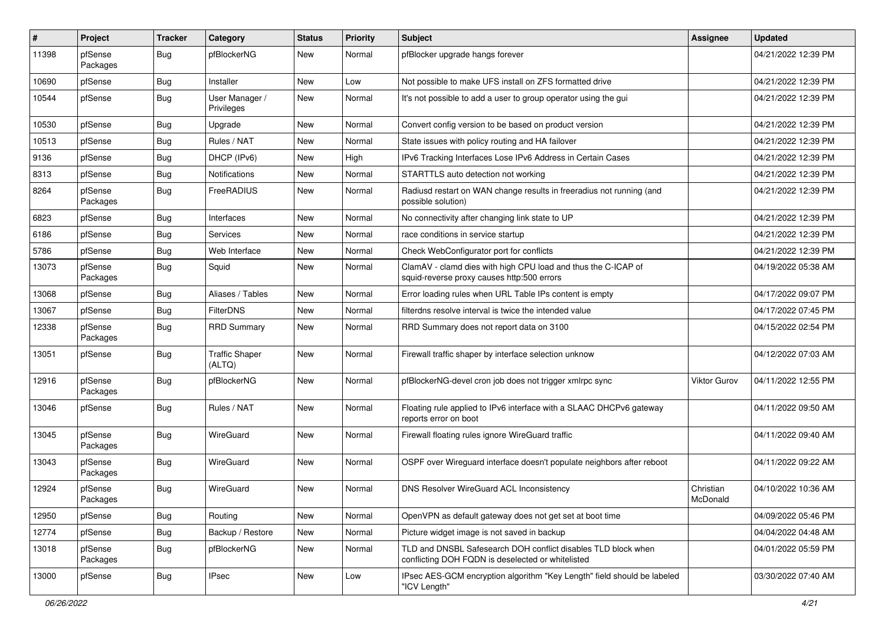| # | Project | Tracker | Category | Status | Priority | Subject | Assignee | Updated |
| --- | --- | --- | --- | --- | --- | --- | --- | --- |
| 11398 | pfSense Packages | Bug | pfBlockerNG | New | Normal | pfBlocker upgrade hangs forever | | 04/21/2022 12:39 PM |
| 10690 | pfSense | Bug | Installer | New | Low | Not possible to make UFS install on ZFS formatted drive | | 04/21/2022 12:39 PM |
| 10544 | pfSense | Bug | User Manager / Privileges | New | Normal | It's not possible to add a user to group operator using the gui | | 04/21/2022 12:39 PM |
| 10530 | pfSense | Bug | Upgrade | New | Normal | Convert config version to be based on product version | | 04/21/2022 12:39 PM |
| 10513 | pfSense | Bug | Rules / NAT | New | Normal | State issues with policy routing and HA failover | | 04/21/2022 12:39 PM |
| 9136 | pfSense | Bug | DHCP (IPv6) | New | High | IPv6 Tracking Interfaces Lose IPv6 Address in Certain Cases | | 04/21/2022 12:39 PM |
| 8313 | pfSense | Bug | Notifications | New | Normal | STARTTLS auto detection not working | | 04/21/2022 12:39 PM |
| 8264 | pfSense Packages | Bug | FreeRADIUS | New | Normal | Radiusd restart on WAN change results in freeradius not running (and possible solution) | | 04/21/2022 12:39 PM |
| 6823 | pfSense | Bug | Interfaces | New | Normal | No connectivity after changing link state to UP | | 04/21/2022 12:39 PM |
| 6186 | pfSense | Bug | Services | New | Normal | race conditions in service startup | | 04/21/2022 12:39 PM |
| 5786 | pfSense | Bug | Web Interface | New | Normal | Check WebConfigurator port for conflicts | | 04/21/2022 12:39 PM |
| 13073 | pfSense Packages | Bug | Squid | New | Normal | ClamAV - clamd dies with high CPU load and thus the C-ICAP of squid-reverse proxy causes http:500 errors | | 04/19/2022 05:38 AM |
| 13068 | pfSense | Bug | Aliases / Tables | New | Normal | Error loading rules when URL Table IPs content is empty | | 04/17/2022 09:07 PM |
| 13067 | pfSense | Bug | FilterDNS | New | Normal | filterdns resolve interval is twice the intended value | | 04/17/2022 07:45 PM |
| 12338 | pfSense Packages | Bug | RRD Summary | New | Normal | RRD Summary does not report data on 3100 | | 04/15/2022 02:54 PM |
| 13051 | pfSense | Bug | Traffic Shaper (ALTQ) | New | Normal | Firewall traffic shaper by interface selection unknow | | 04/12/2022 07:03 AM |
| 12916 | pfSense Packages | Bug | pfBlockerNG | New | Normal | pfBlockerNG-devel cron job does not trigger xmlrpc sync | Viktor Gurov | 04/11/2022 12:55 PM |
| 13046 | pfSense | Bug | Rules / NAT | New | Normal | Floating rule applied to IPv6 interface with a SLAAC DHCPv6 gateway reports error on boot | | 04/11/2022 09:50 AM |
| 13045 | pfSense Packages | Bug | WireGuard | New | Normal | Firewall floating rules ignore WireGuard traffic | | 04/11/2022 09:40 AM |
| 13043 | pfSense Packages | Bug | WireGuard | New | Normal | OSPF over Wireguard interface doesn't populate neighbors after reboot | | 04/11/2022 09:22 AM |
| 12924 | pfSense Packages | Bug | WireGuard | New | Normal | DNS Resolver WireGuard ACL Inconsistency | Christian McDonald | 04/10/2022 10:36 AM |
| 12950 | pfSense | Bug | Routing | New | Normal | OpenVPN as default gateway does not get set at boot time | | 04/09/2022 05:46 PM |
| 12774 | pfSense | Bug | Backup / Restore | New | Normal | Picture widget image is not saved in backup | | 04/04/2022 04:48 AM |
| 13018 | pfSense Packages | Bug | pfBlockerNG | New | Normal | TLD and DNSBL Safesearch DOH conflict disables TLD block when conflicting DOH FQDN is deselected or whitelisted | | 04/01/2022 05:59 PM |
| 13000 | pfSense | Bug | IPsec | New | Low | IPsec AES-GCM encryption algorithm "Key Length" field should be labeled "ICV Length" | | 03/30/2022 07:40 AM |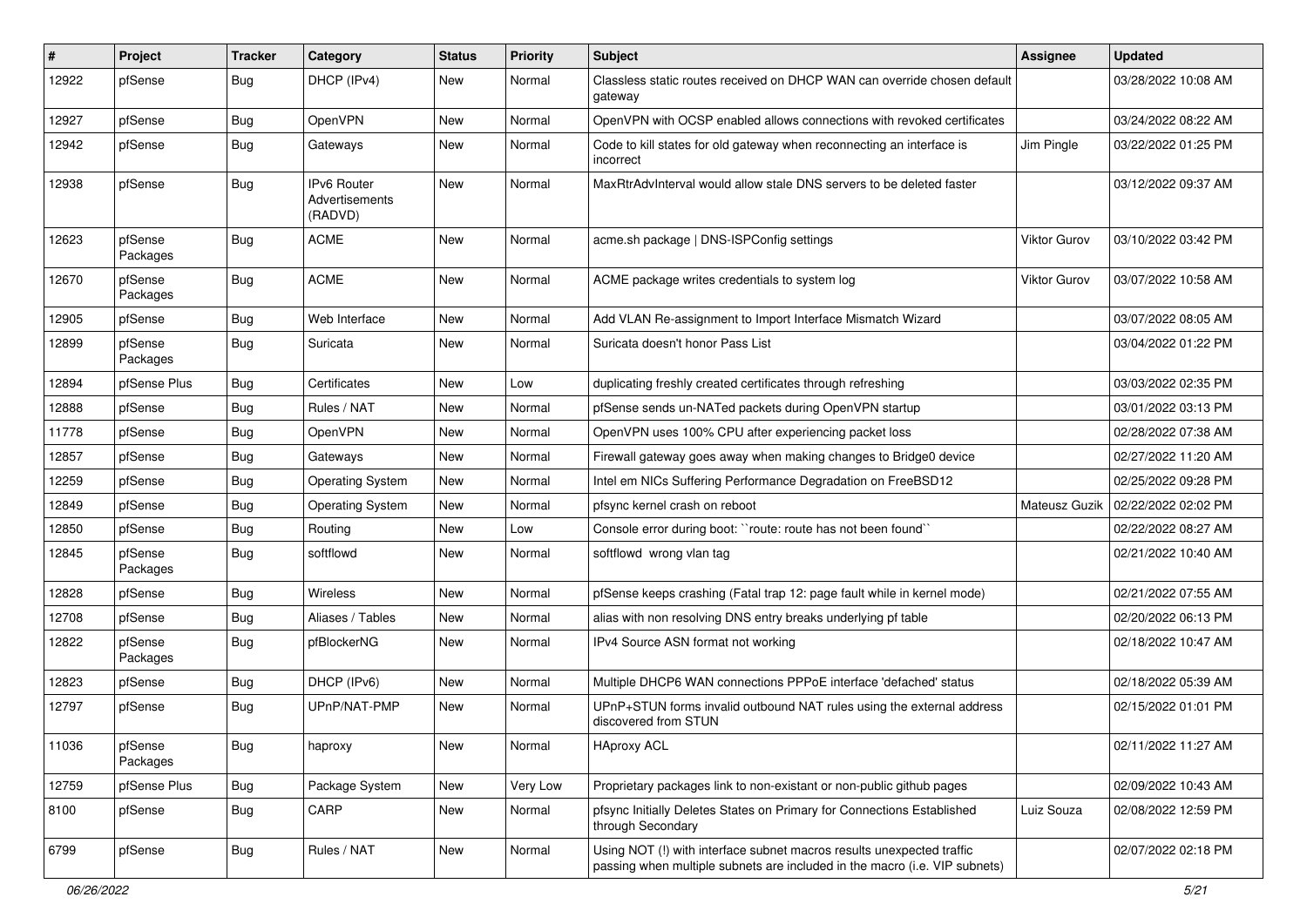| # | Project | Tracker | Category | Status | Priority | Subject | Assignee | Updated |
|---|---|---|---|---|---|---|---|---|
| 12922 | pfSense | Bug | DHCP (IPv4) | New | Normal | Classless static routes received on DHCP WAN can override chosen default gateway | | 03/28/2022 10:08 AM |
| 12927 | pfSense | Bug | OpenVPN | New | Normal | OpenVPN with OCSP enabled allows connections with revoked certificates | | 03/24/2022 08:22 AM |
| 12942 | pfSense | Bug | Gateways | New | Normal | Code to kill states for old gateway when reconnecting an interface is incorrect | Jim Pingle | 03/22/2022 01:25 PM |
| 12938 | pfSense | Bug | IPv6 Router Advertisements (RADVD) | New | Normal | MaxRtrAdvInterval would allow stale DNS servers to be deleted faster | | 03/12/2022 09:37 AM |
| 12623 | pfSense Packages | Bug | ACME | New | Normal | acme.sh package \| DNS-ISPConfig settings | Viktor Gurov | 03/10/2022 03:42 PM |
| 12670 | pfSense Packages | Bug | ACME | New | Normal | ACME package writes credentials to system log | Viktor Gurov | 03/07/2022 10:58 AM |
| 12905 | pfSense | Bug | Web Interface | New | Normal | Add VLAN Re-assignment to Import Interface Mismatch Wizard | | 03/07/2022 08:05 AM |
| 12899 | pfSense Packages | Bug | Suricata | New | Normal | Suricata doesn't honor Pass List | | 03/04/2022 01:22 PM |
| 12894 | pfSense Plus | Bug | Certificates | New | Low | duplicating freshly created certificates through refreshing | | 03/03/2022 02:35 PM |
| 12888 | pfSense | Bug | Rules / NAT | New | Normal | pfSense sends un-NATed packets during OpenVPN startup | | 03/01/2022 03:13 PM |
| 11778 | pfSense | Bug | OpenVPN | New | Normal | OpenVPN uses 100% CPU after experiencing packet loss | | 02/28/2022 07:38 AM |
| 12857 | pfSense | Bug | Gateways | New | Normal | Firewall gateway goes away when making changes to Bridge0 device | | 02/27/2022 11:20 AM |
| 12259 | pfSense | Bug | Operating System | New | Normal | Intel em NICs Suffering Performance Degradation on FreeBSD12 | | 02/25/2022 09:28 PM |
| 12849 | pfSense | Bug | Operating System | New | Normal | pfsync kernel crash on reboot | Mateusz Guzik | 02/22/2022 02:02 PM |
| 12850 | pfSense | Bug | Routing | New | Low | Console error during boot: ``route: route has not been found`` | | 02/22/2022 08:27 AM |
| 12845 | pfSense Packages | Bug | softflowd | New | Normal | softflowd wrong vlan tag | | 02/21/2022 10:40 AM |
| 12828 | pfSense | Bug | Wireless | New | Normal | pfSense keeps crashing (Fatal trap 12: page fault while in kernel mode) | | 02/21/2022 07:55 AM |
| 12708 | pfSense | Bug | Aliases / Tables | New | Normal | alias with non resolving DNS entry breaks underlying pf table | | 02/20/2022 06:13 PM |
| 12822 | pfSense Packages | Bug | pfBlockerNG | New | Normal | IPv4 Source ASN format not working | | 02/18/2022 10:47 AM |
| 12823 | pfSense | Bug | DHCP (IPv6) | New | Normal | Multiple DHCP6 WAN connections PPPoE interface 'defached' status | | 02/18/2022 05:39 AM |
| 12797 | pfSense | Bug | UPnP/NAT-PMP | New | Normal | UPnP+STUN forms invalid outbound NAT rules using the external address discovered from STUN | | 02/15/2022 01:01 PM |
| 11036 | pfSense Packages | Bug | haproxy | New | Normal | HAproxy ACL | | 02/11/2022 11:27 AM |
| 12759 | pfSense Plus | Bug | Package System | New | Very Low | Proprietary packages link to non-existant or non-public github pages | | 02/09/2022 10:43 AM |
| 8100 | pfSense | Bug | CARP | New | Normal | pfsync Initially Deletes States on Primary for Connections Established through Secondary | Luiz Souza | 02/08/2022 12:59 PM |
| 6799 | pfSense | Bug | Rules / NAT | New | Normal | Using NOT (!) with interface subnet macros results unexpected traffic passing when multiple subnets are included in the macro (i.e. VIP subnets) | | 02/07/2022 02:18 PM |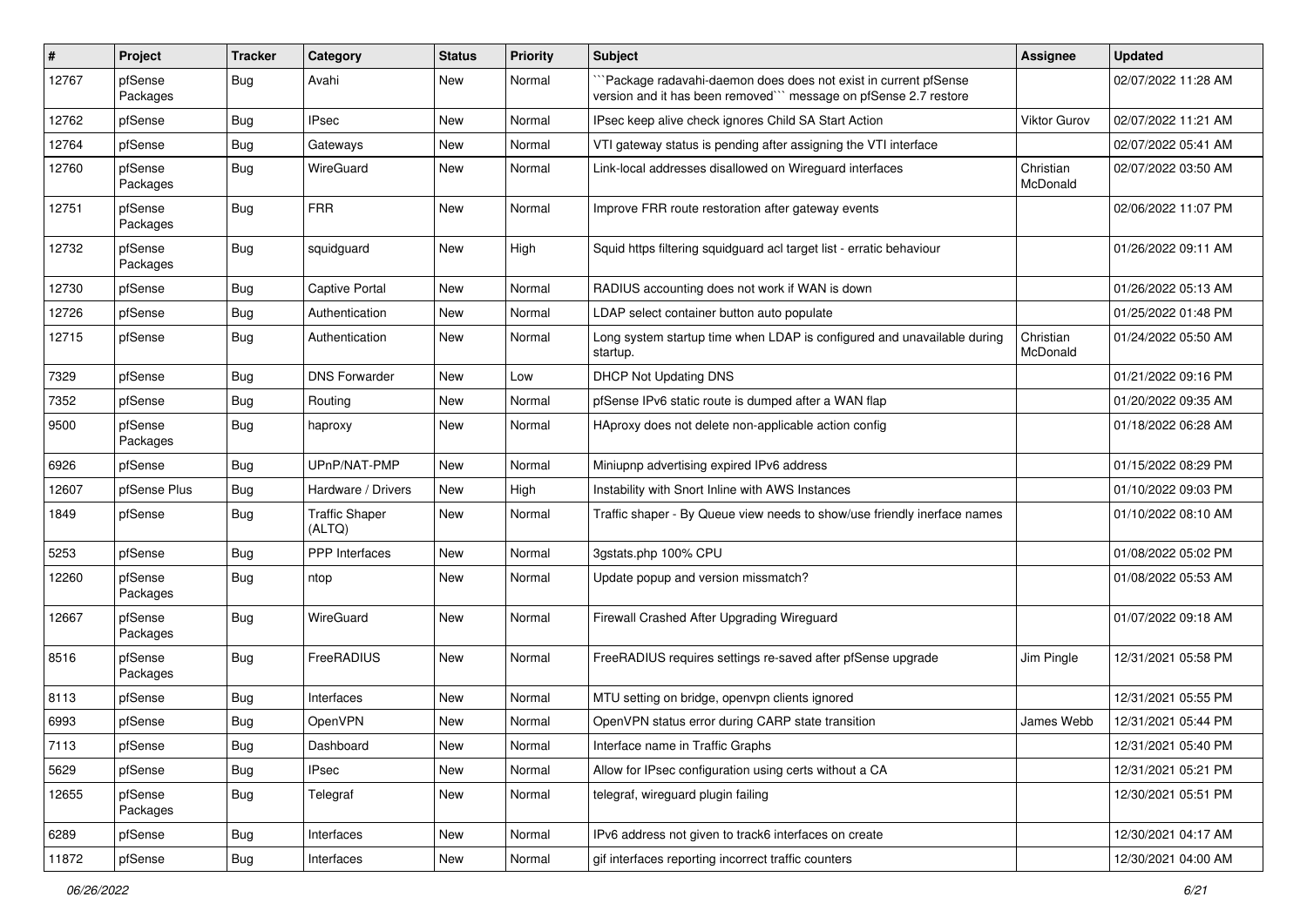| # | Project | Tracker | Category | Status | Priority | Subject | Assignee | Updated |
|---|---|---|---|---|---|---|---|---|
| 12767 | pfSense Packages | Bug | Avahi | New | Normal | ```Package radavahi-daemon does does not exist in current pfSense version and it has been removed``` message on pfSense 2.7 restore | | 02/07/2022 11:28 AM |
| 12762 | pfSense | Bug | IPsec | New | Normal | IPsec keep alive check ignores Child SA Start Action | Viktor Gurov | 02/07/2022 11:21 AM |
| 12764 | pfSense | Bug | Gateways | New | Normal | VTI gateway status is pending after assigning the VTI interface | | 02/07/2022 05:41 AM |
| 12760 | pfSense Packages | Bug | WireGuard | New | Normal | Link-local addresses disallowed on Wireguard interfaces | Christian McDonald | 02/07/2022 03:50 AM |
| 12751 | pfSense Packages | Bug | FRR | New | Normal | Improve FRR route restoration after gateway events | | 02/06/2022 11:07 PM |
| 12732 | pfSense Packages | Bug | squidguard | New | High | Squid https filtering squidguard acl target list - erratic behaviour | | 01/26/2022 09:11 AM |
| 12730 | pfSense | Bug | Captive Portal | New | Normal | RADIUS accounting does not work if WAN is down | | 01/26/2022 05:13 AM |
| 12726 | pfSense | Bug | Authentication | New | Normal | LDAP select container button auto populate | | 01/25/2022 01:48 PM |
| 12715 | pfSense | Bug | Authentication | New | Normal | Long system startup time when LDAP is configured and unavailable during startup. | Christian McDonald | 01/24/2022 05:50 AM |
| 7329 | pfSense | Bug | DNS Forwarder | New | Low | DHCP Not Updating DNS | | 01/21/2022 09:16 PM |
| 7352 | pfSense | Bug | Routing | New | Normal | pfSense IPv6 static route is dumped after a WAN flap | | 01/20/2022 09:35 AM |
| 9500 | pfSense Packages | Bug | haproxy | New | Normal | HAproxy does not delete non-applicable action config | | 01/18/2022 06:28 AM |
| 6926 | pfSense | Bug | UPnP/NAT-PMP | New | Normal | Miniupnp advertising expired IPv6 address | | 01/15/2022 08:29 PM |
| 12607 | pfSense Plus | Bug | Hardware / Drivers | New | High | Instability with Snort Inline with AWS Instances | | 01/10/2022 09:03 PM |
| 1849 | pfSense | Bug | Traffic Shaper (ALTQ) | New | Normal | Traffic shaper - By Queue view needs to show/use friendly inerface names | | 01/10/2022 08:10 AM |
| 5253 | pfSense | Bug | PPP Interfaces | New | Normal | 3gstats.php 100% CPU | | 01/08/2022 05:02 PM |
| 12260 | pfSense Packages | Bug | ntop | New | Normal | Update popup and version missmatch? | | 01/08/2022 05:53 AM |
| 12667 | pfSense Packages | Bug | WireGuard | New | Normal | Firewall Crashed After Upgrading Wireguard | | 01/07/2022 09:18 AM |
| 8516 | pfSense Packages | Bug | FreeRADIUS | New | Normal | FreeRADIUS requires settings re-saved after pfSense upgrade | Jim Pingle | 12/31/2021 05:58 PM |
| 8113 | pfSense | Bug | Interfaces | New | Normal | MTU setting on bridge, openvpn clients ignored | | 12/31/2021 05:55 PM |
| 6993 | pfSense | Bug | OpenVPN | New | Normal | OpenVPN status error during CARP state transition | James Webb | 12/31/2021 05:44 PM |
| 7113 | pfSense | Bug | Dashboard | New | Normal | Interface name in Traffic Graphs | | 12/31/2021 05:40 PM |
| 5629 | pfSense | Bug | IPsec | New | Normal | Allow for IPsec configuration using certs without a CA | | 12/31/2021 05:21 PM |
| 12655 | pfSense Packages | Bug | Telegraf | New | Normal | telegraf, wireguard plugin failing | | 12/30/2021 05:51 PM |
| 6289 | pfSense | Bug | Interfaces | New | Normal | IPv6 address not given to track6 interfaces on create | | 12/30/2021 04:17 AM |
| 11872 | pfSense | Bug | Interfaces | New | Normal | gif interfaces reporting incorrect traffic counters | | 12/30/2021 04:00 AM |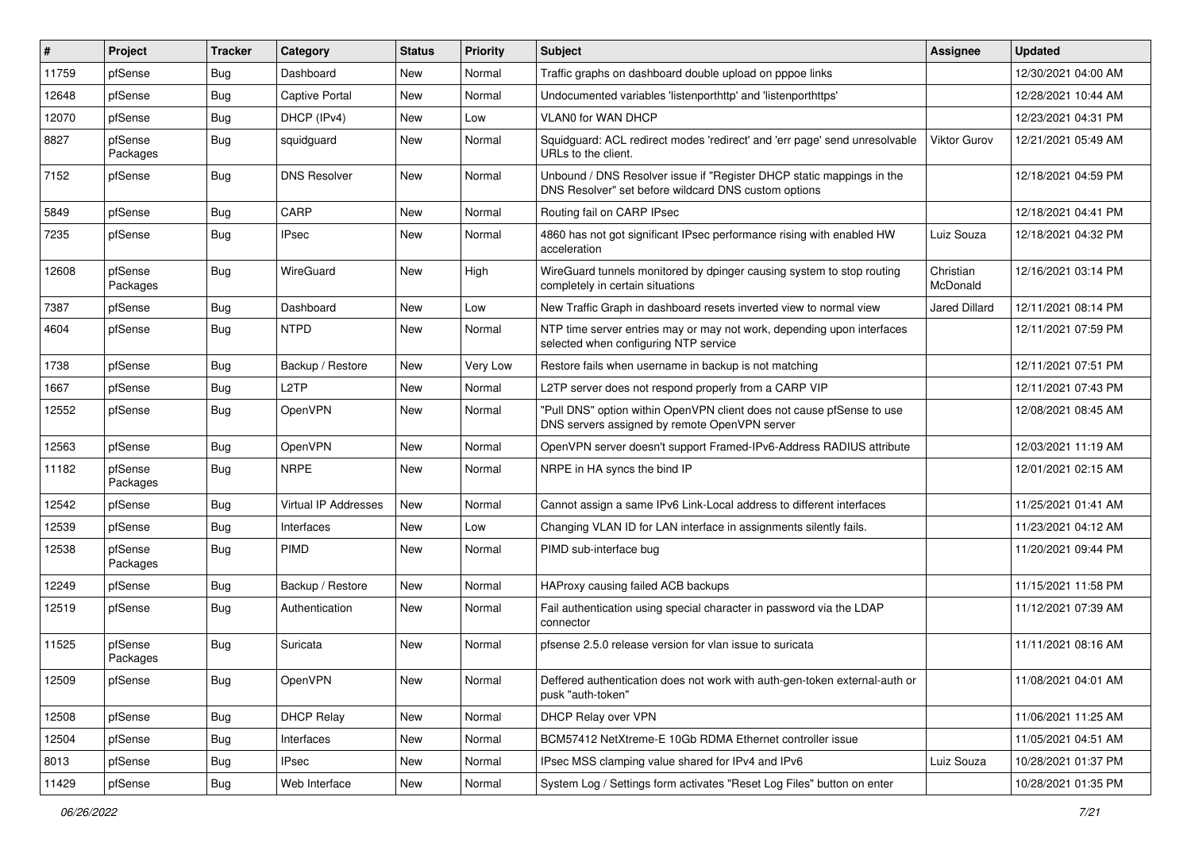| # | Project | Tracker | Category | Status | Priority | Subject | Assignee | Updated |
|---|---|---|---|---|---|---|---|---|
| 11759 | pfSense | Bug | Dashboard | New | Normal | Traffic graphs on dashboard double upload on pppoe links | | 12/30/2021 04:00 AM |
| 12648 | pfSense | Bug | Captive Portal | New | Normal | Undocumented variables 'listenporthttp' and 'listenporthttps' | | 12/28/2021 10:44 AM |
| 12070 | pfSense | Bug | DHCP (IPv4) | New | Low | VLAN0 for WAN DHCP | | 12/23/2021 04:31 PM |
| 8827 | pfSense Packages | Bug | squidguard | New | Normal | Squidguard: ACL redirect modes 'redirect' and 'err page' send unresolvable URLs to the client. | Viktor Gurov | 12/21/2021 05:49 AM |
| 7152 | pfSense | Bug | DNS Resolver | New | Normal | Unbound / DNS Resolver issue if "Register DHCP static mappings in the DNS Resolver" set before wildcard DNS custom options | | 12/18/2021 04:59 PM |
| 5849 | pfSense | Bug | CARP | New | Normal | Routing fail on CARP IPsec | | 12/18/2021 04:41 PM |
| 7235 | pfSense | Bug | IPsec | New | Normal | 4860 has not got significant IPsec performance rising with enabled HW acceleration | Luiz Souza | 12/18/2021 04:32 PM |
| 12608 | pfSense Packages | Bug | WireGuard | New | High | WireGuard tunnels monitored by dpinger causing system to stop routing completely in certain situations | Christian McDonald | 12/16/2021 03:14 PM |
| 7387 | pfSense | Bug | Dashboard | New | Low | New Traffic Graph in dashboard resets inverted view to normal view | Jared Dillard | 12/11/2021 08:14 PM |
| 4604 | pfSense | Bug | NTPD | New | Normal | NTP time server entries may or may not work, depending upon interfaces selected when configuring NTP service | | 12/11/2021 07:59 PM |
| 1738 | pfSense | Bug | Backup / Restore | New | Very Low | Restore fails when username in backup is not matching | | 12/11/2021 07:51 PM |
| 1667 | pfSense | Bug | L2TP | New | Normal | L2TP server does not respond properly from a CARP VIP | | 12/11/2021 07:43 PM |
| 12552 | pfSense | Bug | OpenVPN | New | Normal | "Pull DNS" option within OpenVPN client does not cause pfSense to use DNS servers assigned by remote OpenVPN server | | 12/08/2021 08:45 AM |
| 12563 | pfSense | Bug | OpenVPN | New | Normal | OpenVPN server doesn't support Framed-IPv6-Address RADIUS attribute | | 12/03/2021 11:19 AM |
| 11182 | pfSense Packages | Bug | NRPE | New | Normal | NRPE in HA syncs the bind IP | | 12/01/2021 02:15 AM |
| 12542 | pfSense | Bug | Virtual IP Addresses | New | Normal | Cannot assign a same IPv6 Link-Local address to different interfaces | | 11/25/2021 01:41 AM |
| 12539 | pfSense | Bug | Interfaces | New | Low | Changing VLAN ID for LAN interface in assignments silently fails. | | 11/23/2021 04:12 AM |
| 12538 | pfSense Packages | Bug | PIMD | New | Normal | PIMD sub-interface bug | | 11/20/2021 09:44 PM |
| 12249 | pfSense | Bug | Backup / Restore | New | Normal | HAProxy causing failed ACB backups | | 11/15/2021 11:58 PM |
| 12519 | pfSense | Bug | Authentication | New | Normal | Fail authentication using special character in password via the LDAP connector | | 11/12/2021 07:39 AM |
| 11525 | pfSense Packages | Bug | Suricata | New | Normal | pfsense 2.5.0 release version for vlan issue to suricata | | 11/11/2021 08:16 AM |
| 12509 | pfSense | Bug | OpenVPN | New | Normal | Deffered authentication does not work with auth-gen-token external-auth or pusk "auth-token" | | 11/08/2021 04:01 AM |
| 12508 | pfSense | Bug | DHCP Relay | New | Normal | DHCP Relay over VPN | | 11/06/2021 11:25 AM |
| 12504 | pfSense | Bug | Interfaces | New | Normal | BCM57412 NetXtreme-E 10Gb RDMA Ethernet controller issue | | 11/05/2021 04:51 AM |
| 8013 | pfSense | Bug | IPsec | New | Normal | IPsec MSS clamping value shared for IPv4 and IPv6 | Luiz Souza | 10/28/2021 01:37 PM |
| 11429 | pfSense | Bug | Web Interface | New | Normal | System Log / Settings form activates "Reset Log Files" button on enter | | 10/28/2021 01:35 PM |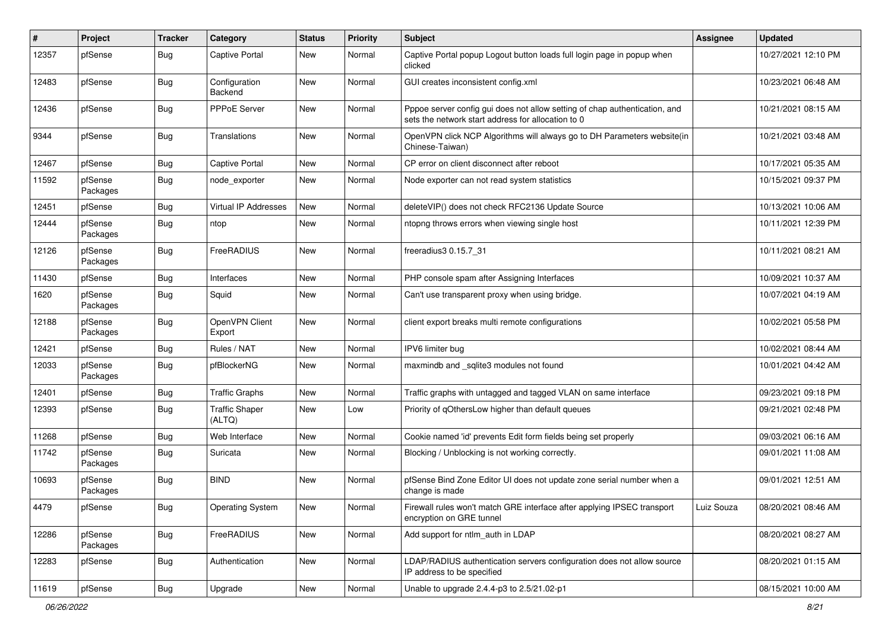| # | Project | Tracker | Category | Status | Priority | Subject | Assignee | Updated |
|---|---|---|---|---|---|---|---|---|
| 12357 | pfSense | Bug | Captive Portal | New | Normal | Captive Portal popup Logout button loads full login page in popup when clicked | | 10/27/2021 12:10 PM |
| 12483 | pfSense | Bug | Configuration Backend | New | Normal | GUI creates inconsistent config.xml | | 10/23/2021 06:48 AM |
| 12436 | pfSense | Bug | PPPoE Server | New | Normal | Pppoe server config gui does not allow setting of chap authentication, and sets the network start address for allocation to 0 | | 10/21/2021 08:15 AM |
| 9344 | pfSense | Bug | Translations | New | Normal | OpenVPN click NCP Algorithms will always go to DH Parameters website(in Chinese-Taiwan) | | 10/21/2021 03:48 AM |
| 12467 | pfSense | Bug | Captive Portal | New | Normal | CP error on client disconnect after reboot | | 10/17/2021 05:35 AM |
| 11592 | pfSense Packages | Bug | node_exporter | New | Normal | Node exporter can not read system statistics | | 10/15/2021 09:37 PM |
| 12451 | pfSense | Bug | Virtual IP Addresses | New | Normal | deleteVIP() does not check RFC2136 Update Source | | 10/13/2021 10:06 AM |
| 12444 | pfSense Packages | Bug | ntop | New | Normal | ntopng throws errors when viewing single host | | 10/11/2021 12:39 PM |
| 12126 | pfSense Packages | Bug | FreeRADIUS | New | Normal | freeradius3 0.15.7_31 | | 10/11/2021 08:21 AM |
| 11430 | pfSense | Bug | Interfaces | New | Normal | PHP console spam after Assigning Interfaces | | 10/09/2021 10:37 AM |
| 1620 | pfSense Packages | Bug | Squid | New | Normal | Can't use transparent proxy when using bridge. | | 10/07/2021 04:19 AM |
| 12188 | pfSense Packages | Bug | OpenVPN Client Export | New | Normal | client export breaks multi remote configurations | | 10/02/2021 05:58 PM |
| 12421 | pfSense | Bug | Rules / NAT | New | Normal | IPV6 limiter bug | | 10/02/2021 08:44 AM |
| 12033 | pfSense Packages | Bug | pfBlockerNG | New | Normal | maxmindb and _sqlite3 modules not found | | 10/01/2021 04:42 AM |
| 12401 | pfSense | Bug | Traffic Graphs | New | Normal | Traffic graphs with untagged and tagged VLAN on same interface | | 09/23/2021 09:18 PM |
| 12393 | pfSense | Bug | Traffic Shaper (ALTQ) | New | Low | Priority of qOthersLow higher than default queues | | 09/21/2021 02:48 PM |
| 11268 | pfSense | Bug | Web Interface | New | Normal | Cookie named 'id' prevents Edit form fields being set properly | | 09/03/2021 06:16 AM |
| 11742 | pfSense Packages | Bug | Suricata | New | Normal | Blocking / Unblocking is not working correctly. | | 09/01/2021 11:08 AM |
| 10693 | pfSense Packages | Bug | BIND | New | Normal | pfSense Bind Zone Editor UI does not update zone serial number when a change is made | | 09/01/2021 12:51 AM |
| 4479 | pfSense | Bug | Operating System | New | Normal | Firewall rules won't match GRE interface after applying IPSEC transport encryption on GRE tunnel | Luiz Souza | 08/20/2021 08:46 AM |
| 12286 | pfSense Packages | Bug | FreeRADIUS | New | Normal | Add support for ntlm_auth in LDAP | | 08/20/2021 08:27 AM |
| 12283 | pfSense | Bug | Authentication | New | Normal | LDAP/RADIUS authentication servers configuration does not allow source IP address to be specified | | 08/20/2021 01:15 AM |
| 11619 | pfSense | Bug | Upgrade | New | Normal | Unable to upgrade 2.4.4-p3 to 2.5/21.02-p1 | | 08/15/2021 10:00 AM |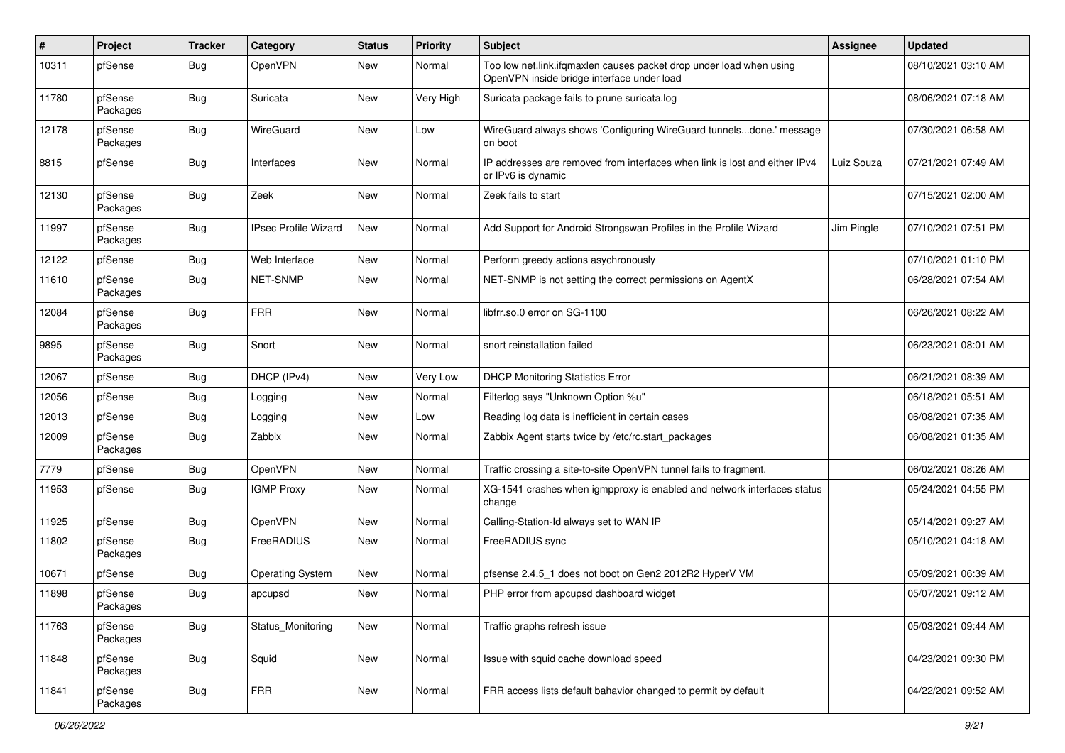| # | Project | Tracker | Category | Status | Priority | Subject | Assignee | Updated |
|---|---|---|---|---|---|---|---|---|
| 10311 | pfSense | Bug | OpenVPN | New | Normal | Too low net.link.ifqmaxlen causes packet drop under load when using OpenVPN inside bridge interface under load | | 08/10/2021 03:10 AM |
| 11780 | pfSense Packages | Bug | Suricata | New | Very High | Suricata package fails to prune suricata.log | | 08/06/2021 07:18 AM |
| 12178 | pfSense Packages | Bug | WireGuard | New | Low | WireGuard always shows 'Configuring WireGuard tunnels...done.' message on boot | | 07/30/2021 06:58 AM |
| 8815 | pfSense | Bug | Interfaces | New | Normal | IP addresses are removed from interfaces when link is lost and either IPv4 or IPv6 is dynamic | Luiz Souza | 07/21/2021 07:49 AM |
| 12130 | pfSense Packages | Bug | Zeek | New | Normal | Zeek fails to start | | 07/15/2021 02:00 AM |
| 11997 | pfSense Packages | Bug | IPsec Profile Wizard | New | Normal | Add Support for Android Strongswan Profiles in the Profile Wizard | Jim Pingle | 07/10/2021 07:51 PM |
| 12122 | pfSense | Bug | Web Interface | New | Normal | Perform greedy actions asychronously | | 07/10/2021 01:10 PM |
| 11610 | pfSense Packages | Bug | NET-SNMP | New | Normal | NET-SNMP is not setting the correct permissions on AgentX | | 06/28/2021 07:54 AM |
| 12084 | pfSense Packages | Bug | FRR | New | Normal | libfrr.so.0 error on SG-1100 | | 06/26/2021 08:22 AM |
| 9895 | pfSense Packages | Bug | Snort | New | Normal | snort reinstallation failed | | 06/23/2021 08:01 AM |
| 12067 | pfSense | Bug | DHCP (IPv4) | New | Very Low | DHCP Monitoring Statistics Error | | 06/21/2021 08:39 AM |
| 12056 | pfSense | Bug | Logging | New | Normal | Filterlog says "Unknown Option %u" | | 06/18/2021 05:51 AM |
| 12013 | pfSense | Bug | Logging | New | Low | Reading log data is inefficient in certain cases | | 06/08/2021 07:35 AM |
| 12009 | pfSense Packages | Bug | Zabbix | New | Normal | Zabbix Agent starts twice by /etc/rc.start_packages | | 06/08/2021 01:35 AM |
| 7779 | pfSense | Bug | OpenVPN | New | Normal | Traffic crossing a site-to-site OpenVPN tunnel fails to fragment. | | 06/02/2021 08:26 AM |
| 11953 | pfSense | Bug | IGMP Proxy | New | Normal | XG-1541 crashes when igmpproxy is enabled and network interfaces status change | | 05/24/2021 04:55 PM |
| 11925 | pfSense | Bug | OpenVPN | New | Normal | Calling-Station-Id always set to WAN IP | | 05/14/2021 09:27 AM |
| 11802 | pfSense Packages | Bug | FreeRADIUS | New | Normal | FreeRADIUS sync | | 05/10/2021 04:18 AM |
| 10671 | pfSense | Bug | Operating System | New | Normal | pfsense 2.4.5_1 does not boot on Gen2 2012R2 HyperV VM | | 05/09/2021 06:39 AM |
| 11898 | pfSense Packages | Bug | apcupsd | New | Normal | PHP error from apcupsd dashboard widget | | 05/07/2021 09:12 AM |
| 11763 | pfSense Packages | Bug | Status_Monitoring | New | Normal | Traffic graphs refresh issue | | 05/03/2021 09:44 AM |
| 11848 | pfSense Packages | Bug | Squid | New | Normal | Issue with squid cache download speed | | 04/23/2021 09:30 PM |
| 11841 | pfSense Packages | Bug | FRR | New | Normal | FRR access lists default bahavior changed to permit by default | | 04/22/2021 09:52 AM |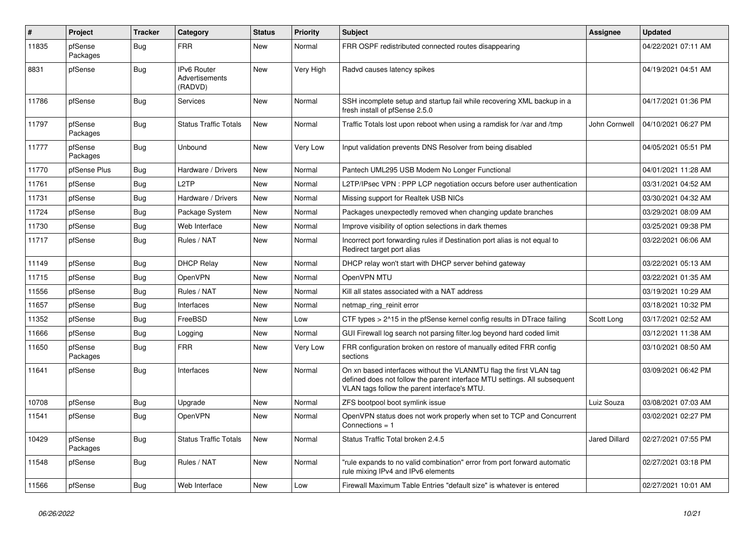| # | Project | Tracker | Category | Status | Priority | Subject | Assignee | Updated |
|---|---|---|---|---|---|---|---|---|
| 11835 | pfSense Packages | Bug | FRR | New | Normal | FRR OSPF redistributed connected routes disappearing | | 04/22/2021 07:11 AM |
| 8831 | pfSense | Bug | IPv6 Router Advertisements (RADVD) | New | Very High | Radvd causes latency spikes | | 04/19/2021 04:51 AM |
| 11786 | pfSense | Bug | Services | New | Normal | SSH incomplete setup and startup fail while recovering XML backup in a fresh install of pfSense 2.5.0 | | 04/17/2021 01:36 PM |
| 11797 | pfSense Packages | Bug | Status Traffic Totals | New | Normal | Traffic Totals lost upon reboot when using a ramdisk for /var and /tmp | John Cornwell | 04/10/2021 06:27 PM |
| 11777 | pfSense Packages | Bug | Unbound | New | Very Low | Input validation prevents DNS Resolver from being disabled | | 04/05/2021 05:51 PM |
| 11770 | pfSense Plus | Bug | Hardware / Drivers | New | Normal | Pantech UML295 USB Modem No Longer Functional | | 04/01/2021 11:28 AM |
| 11761 | pfSense | Bug | L2TP | New | Normal | L2TP/IPsec VPN : PPP LCP negotiation occurs before user authentication | | 03/31/2021 04:52 AM |
| 11731 | pfSense | Bug | Hardware / Drivers | New | Normal | Missing support for Realtek USB NICs | | 03/30/2021 04:32 AM |
| 11724 | pfSense | Bug | Package System | New | Normal | Packages unexpectedly removed when changing update branches | | 03/29/2021 08:09 AM |
| 11730 | pfSense | Bug | Web Interface | New | Normal | Improve visibility of option selections in dark themes | | 03/25/2021 09:38 PM |
| 11717 | pfSense | Bug | Rules / NAT | New | Normal | Incorrect port forwarding rules if Destination port alias is not equal to Redirect target port alias | | 03/22/2021 06:06 AM |
| 11149 | pfSense | Bug | DHCP Relay | New | Normal | DHCP relay won't start with DHCP server behind gateway | | 03/22/2021 05:13 AM |
| 11715 | pfSense | Bug | OpenVPN | New | Normal | OpenVPN MTU | | 03/22/2021 01:35 AM |
| 11556 | pfSense | Bug | Rules / NAT | New | Normal | Kill all states associated with a NAT address | | 03/19/2021 10:29 AM |
| 11657 | pfSense | Bug | Interfaces | New | Normal | netmap_ring_reinit error | | 03/18/2021 10:32 PM |
| 11352 | pfSense | Bug | FreeBSD | New | Low | CTF types > 2^15 in the pfSense kernel config results in DTrace failing | Scott Long | 03/17/2021 02:52 AM |
| 11666 | pfSense | Bug | Logging | New | Normal | GUI Firewall log search not parsing filter.log beyond hard coded limit | | 03/12/2021 11:38 AM |
| 11650 | pfSense Packages | Bug | FRR | New | Very Low | FRR configuration broken on restore of manually edited FRR config sections | | 03/10/2021 08:50 AM |
| 11641 | pfSense | Bug | Interfaces | New | Normal | On xn based interfaces without the VLANMTU flag the first VLAN tag defined does not follow the parent interface MTU settings. All subsequent VLAN tags follow the parent interface's MTU. | | 03/09/2021 06:42 PM |
| 10708 | pfSense | Bug | Upgrade | New | Normal | ZFS bootpool boot symlink issue | Luiz Souza | 03/08/2021 07:03 AM |
| 11541 | pfSense | Bug | OpenVPN | New | Normal | OpenVPN status does not work properly when set to TCP and Concurrent Connections = 1 | | 03/02/2021 02:27 PM |
| 10429 | pfSense Packages | Bug | Status Traffic Totals | New | Normal | Status Traffic Total broken 2.4.5 | Jared Dillard | 02/27/2021 07:55 PM |
| 11548 | pfSense | Bug | Rules / NAT | New | Normal | "rule expands to no valid combination" error from port forward automatic rule mixing IPv4 and IPv6 elements | | 02/27/2021 03:18 PM |
| 11566 | pfSense | Bug | Web Interface | New | Low | Firewall Maximum Table Entries "default size" is whatever is entered | | 02/27/2021 10:01 AM |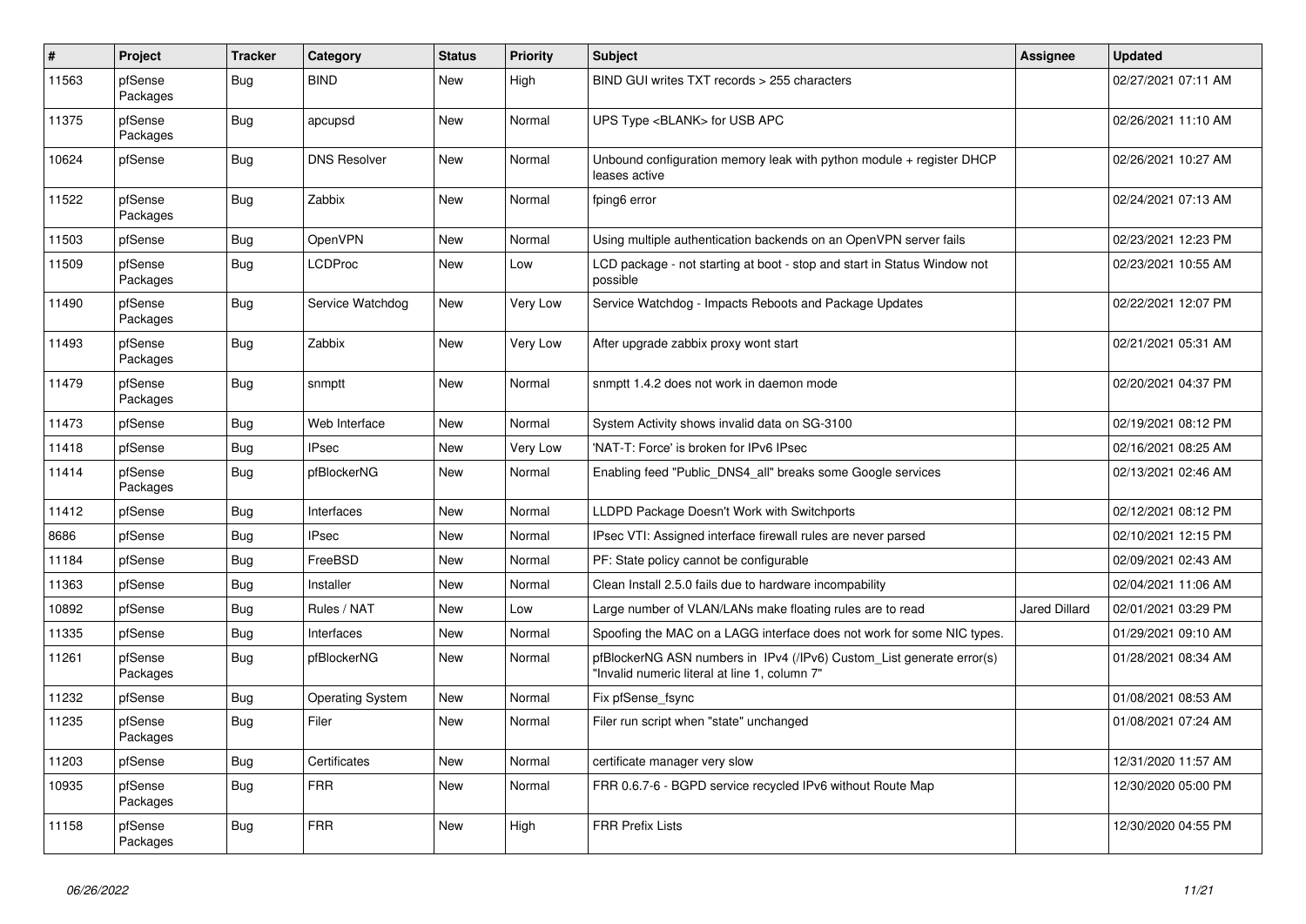| # | Project | Tracker | Category | Status | Priority | Subject | Assignee | Updated |
|---|---|---|---|---|---|---|---|---|
| 11563 | pfSense Packages | Bug | BIND | New | High | BIND GUI writes TXT records > 255 characters | | 02/27/2021 07:11 AM |
| 11375 | pfSense Packages | Bug | apcupsd | New | Normal | UPS Type <BLANK> for USB APC | | 02/26/2021 11:10 AM |
| 10624 | pfSense | Bug | DNS Resolver | New | Normal | Unbound configuration memory leak with python module + register DHCP leases active | | 02/26/2021 10:27 AM |
| 11522 | pfSense Packages | Bug | Zabbix | New | Normal | fping6 error | | 02/24/2021 07:13 AM |
| 11503 | pfSense | Bug | OpenVPN | New | Normal | Using multiple authentication backends on an OpenVPN server fails | | 02/23/2021 12:23 PM |
| 11509 | pfSense Packages | Bug | LCDProc | New | Low | LCD package - not starting at boot - stop and start in Status Window not possible | | 02/23/2021 10:55 AM |
| 11490 | pfSense Packages | Bug | Service Watchdog | New | Very Low | Service Watchdog - Impacts Reboots and Package Updates | | 02/22/2021 12:07 PM |
| 11493 | pfSense Packages | Bug | Zabbix | New | Very Low | After upgrade zabbix proxy wont start | | 02/21/2021 05:31 AM |
| 11479 | pfSense Packages | Bug | snmptt | New | Normal | snmptt 1.4.2 does not work in daemon mode | | 02/20/2021 04:37 PM |
| 11473 | pfSense | Bug | Web Interface | New | Normal | System Activity shows invalid data on SG-3100 | | 02/19/2021 08:12 PM |
| 11418 | pfSense | Bug | IPsec | New | Very Low | 'NAT-T: Force' is broken for IPv6 IPsec | | 02/16/2021 08:25 AM |
| 11414 | pfSense Packages | Bug | pfBlockerNG | New | Normal | Enabling feed "Public_DNS4_all" breaks some Google services | | 02/13/2021 02:46 AM |
| 11412 | pfSense | Bug | Interfaces | New | Normal | LLDPD Package Doesn't Work with Switchports | | 02/12/2021 08:12 PM |
| 8686 | pfSense | Bug | IPsec | New | Normal | IPsec VTI: Assigned interface firewall rules are never parsed | | 02/10/2021 12:15 PM |
| 11184 | pfSense | Bug | FreeBSD | New | Normal | PF: State policy cannot be configurable | | 02/09/2021 02:43 AM |
| 11363 | pfSense | Bug | Installer | New | Normal | Clean Install 2.5.0 fails due to hardware incompability | | 02/04/2021 11:06 AM |
| 10892 | pfSense | Bug | Rules / NAT | New | Low | Large number of VLAN/LANs make floating rules are to read | Jared Dillard | 02/01/2021 03:29 PM |
| 11335 | pfSense | Bug | Interfaces | New | Normal | Spoofing the MAC on a LAGG interface does not work for some NIC types. | | 01/29/2021 09:10 AM |
| 11261 | pfSense Packages | Bug | pfBlockerNG | New | Normal | pfBlockerNG ASN numbers in IPv4 (/IPv6) Custom_List generate error(s) "Invalid numeric literal at line 1, column 7" | | 01/28/2021 08:34 AM |
| 11232 | pfSense | Bug | Operating System | New | Normal | Fix pfSense_fsync | | 01/08/2021 08:53 AM |
| 11235 | pfSense Packages | Bug | Filer | New | Normal | Filer run script when "state" unchanged | | 01/08/2021 07:24 AM |
| 11203 | pfSense | Bug | Certificates | New | Normal | certificate manager very slow | | 12/31/2020 11:57 AM |
| 10935 | pfSense Packages | Bug | FRR | New | Normal | FRR 0.6.7-6 - BGPD service recycled IPv6 without Route Map | | 12/30/2020 05:00 PM |
| 11158 | pfSense Packages | Bug | FRR | New | High | FRR Prefix Lists | | 12/30/2020 04:55 PM |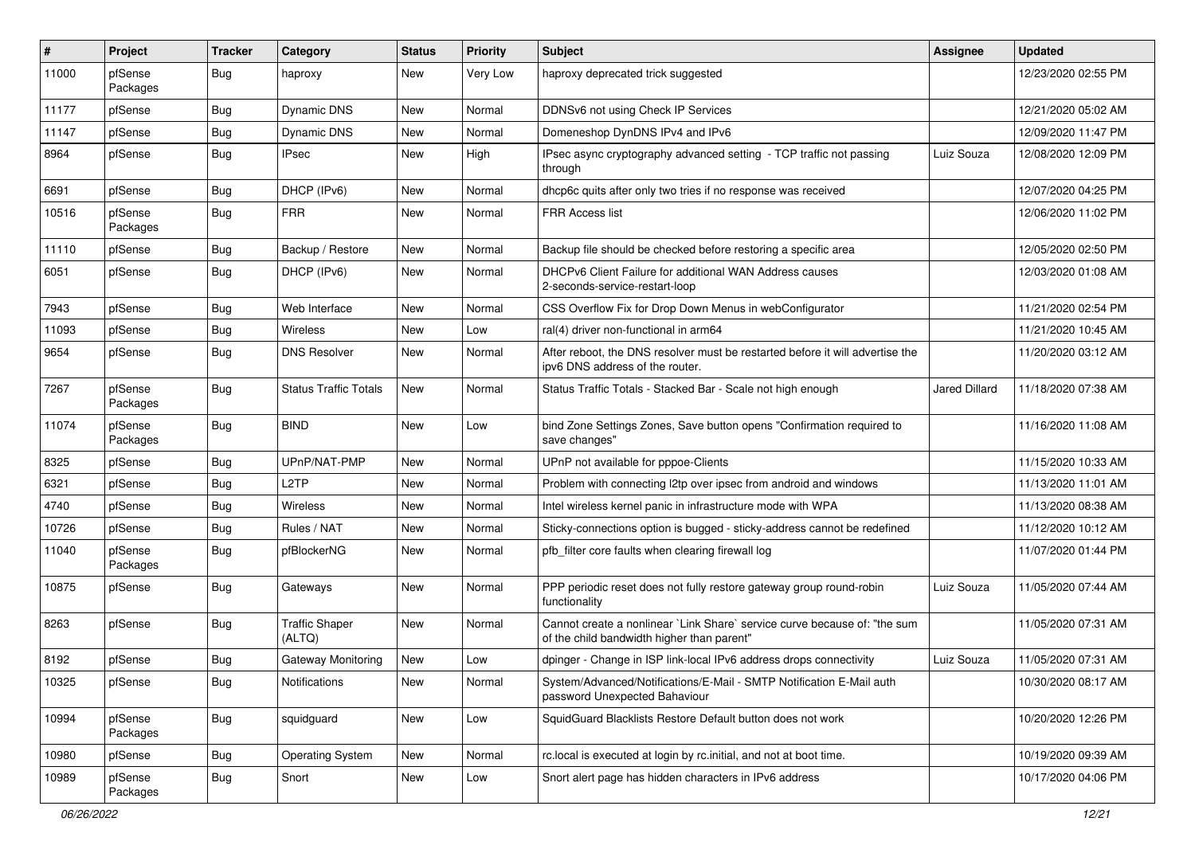| # | Project | Tracker | Category | Status | Priority | Subject | Assignee | Updated |
|---|---|---|---|---|---|---|---|---|
| 11000 | pfSense Packages | Bug | haproxy | New | Very Low | haproxy deprecated trick suggested | | 12/23/2020 02:55 PM |
| 11177 | pfSense | Bug | Dynamic DNS | New | Normal | DDNSv6 not using Check IP Services | | 12/21/2020 05:02 AM |
| 11147 | pfSense | Bug | Dynamic DNS | New | Normal | Domeneshop DynDNS IPv4 and IPv6 | | 12/09/2020 11:47 PM |
| 8964 | pfSense | Bug | IPsec | New | High | IPsec async cryptography advanced setting - TCP traffic not passing through | Luiz Souza | 12/08/2020 12:09 PM |
| 6691 | pfSense | Bug | DHCP (IPv6) | New | Normal | dhcp6c quits after only two tries if no response was received | | 12/07/2020 04:25 PM |
| 10516 | pfSense Packages | Bug | FRR | New | Normal | FRR Access list | | 12/06/2020 11:02 PM |
| 11110 | pfSense | Bug | Backup / Restore | New | Normal | Backup file should be checked before restoring a specific area | | 12/05/2020 02:50 PM |
| 6051 | pfSense | Bug | DHCP (IPv6) | New | Normal | DHCPv6 Client Failure for additional WAN Address causes 2-seconds-service-restart-loop | | 12/03/2020 01:08 AM |
| 7943 | pfSense | Bug | Web Interface | New | Normal | CSS Overflow Fix for Drop Down Menus in webConfigurator | | 11/21/2020 02:54 PM |
| 11093 | pfSense | Bug | Wireless | New | Low | ral(4) driver non-functional in arm64 | | 11/21/2020 10:45 AM |
| 9654 | pfSense | Bug | DNS Resolver | New | Normal | After reboot, the DNS resolver must be restarted before it will advertise the ipv6 DNS address of the router. | | 11/20/2020 03:12 AM |
| 7267 | pfSense Packages | Bug | Status Traffic Totals | New | Normal | Status Traffic Totals - Stacked Bar - Scale not high enough | Jared Dillard | 11/18/2020 07:38 AM |
| 11074 | pfSense Packages | Bug | BIND | New | Low | bind Zone Settings Zones, Save button opens "Confirmation required to save changes" | | 11/16/2020 11:08 AM |
| 8325 | pfSense | Bug | UPnP/NAT-PMP | New | Normal | UPnP not available for pppoe-Clients | | 11/15/2020 10:33 AM |
| 6321 | pfSense | Bug | L2TP | New | Normal | Problem with connecting l2tp over ipsec from android and windows | | 11/13/2020 11:01 AM |
| 4740 | pfSense | Bug | Wireless | New | Normal | Intel wireless kernel panic in infrastructure mode with WPA | | 11/13/2020 08:38 AM |
| 10726 | pfSense | Bug | Rules / NAT | New | Normal | Sticky-connections option is bugged - sticky-address cannot be redefined | | 11/12/2020 10:12 AM |
| 11040 | pfSense Packages | Bug | pfBlockerNG | New | Normal | pfb_filter core faults when clearing firewall log | | 11/07/2020 01:44 PM |
| 10875 | pfSense | Bug | Gateways | New | Normal | PPP periodic reset does not fully restore gateway group round-robin functionality | Luiz Souza | 11/05/2020 07:44 AM |
| 8263 | pfSense | Bug | Traffic Shaper (ALTQ) | New | Normal | Cannot create a nonlinear `Link Share` service curve because of: "the sum of the child bandwidth higher than parent" | | 11/05/2020 07:31 AM |
| 8192 | pfSense | Bug | Gateway Monitoring | New | Low | dpinger - Change in ISP link-local IPv6 address drops connectivity | Luiz Souza | 11/05/2020 07:31 AM |
| 10325 | pfSense | Bug | Notifications | New | Normal | System/Advanced/Notifications/E-Mail - SMTP Notification E-Mail auth password Unexpected Bahaviour | | 10/30/2020 08:17 AM |
| 10994 | pfSense Packages | Bug | squidguard | New | Low | SquidGuard Blacklists Restore Default button does not work | | 10/20/2020 12:26 PM |
| 10980 | pfSense | Bug | Operating System | New | Normal | rc.local is executed at login by rc.initial, and not at boot time. | | 10/19/2020 09:39 AM |
| 10989 | pfSense Packages | Bug | Snort | New | Low | Snort alert page has hidden characters in IPv6 address | | 10/17/2020 04:06 PM |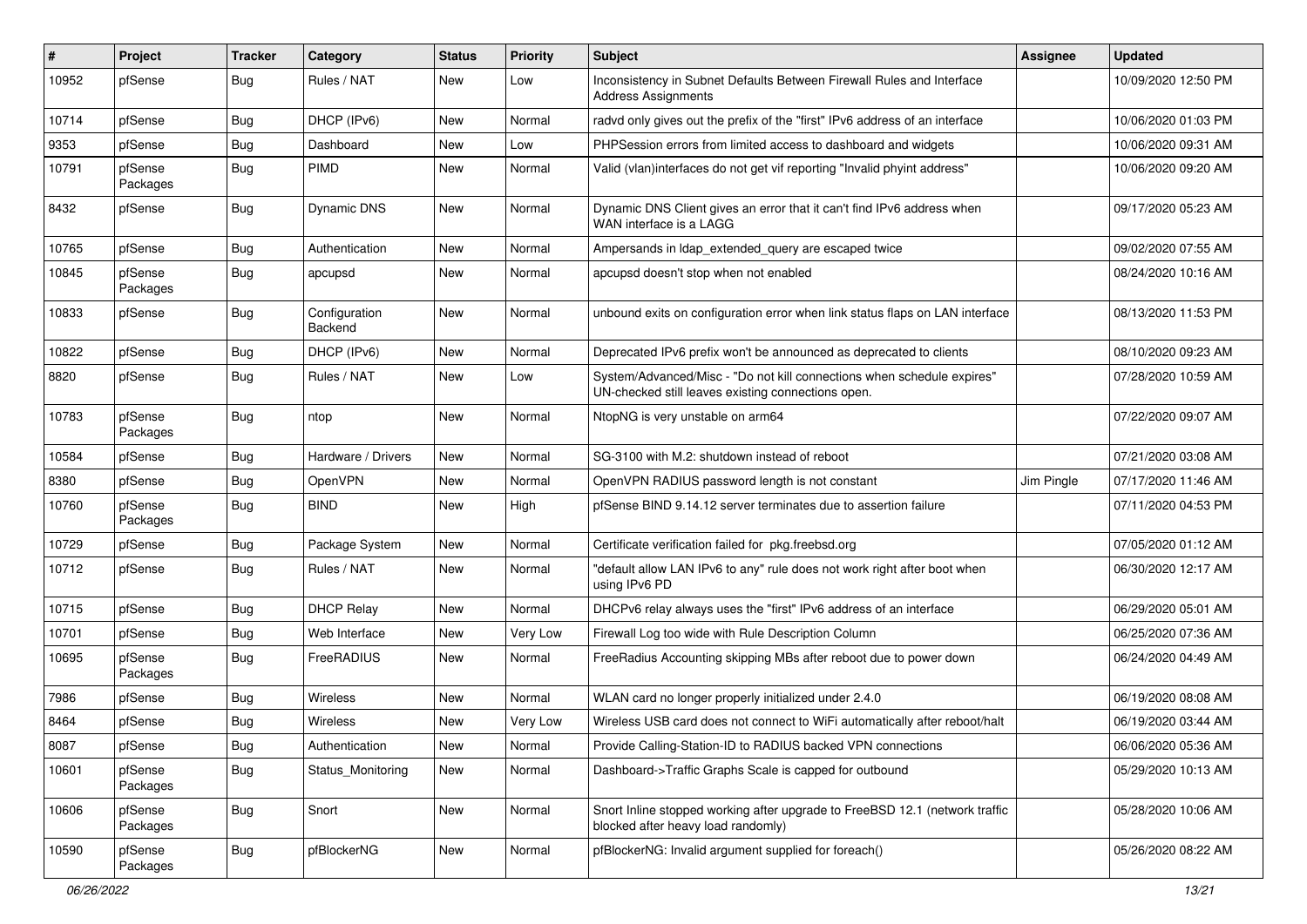| # | Project | Tracker | Category | Status | Priority | Subject | Assignee | Updated |
|---|---|---|---|---|---|---|---|---|
| 10952 | pfSense | Bug | Rules / NAT | New | Low | Inconsistency in Subnet Defaults Between Firewall Rules and Interface Address Assignments | | 10/09/2020 12:50 PM |
| 10714 | pfSense | Bug | DHCP (IPv6) | New | Normal | radvd only gives out the prefix of the "first" IPv6 address of an interface | | 10/06/2020 01:03 PM |
| 9353 | pfSense | Bug | Dashboard | New | Low | PHPSession errors from limited access to dashboard and widgets | | 10/06/2020 09:31 AM |
| 10791 | pfSense Packages | Bug | PIMD | New | Normal | Valid (vlan)interfaces do not get vif reporting "Invalid phyint address" | | 10/06/2020 09:20 AM |
| 8432 | pfSense | Bug | Dynamic DNS | New | Normal | Dynamic DNS Client gives an error that it can't find IPv6 address when WAN interface is a LAGG | | 09/17/2020 05:23 AM |
| 10765 | pfSense | Bug | Authentication | New | Normal | Ampersands in ldap_extended_query are escaped twice | | 09/02/2020 07:55 AM |
| 10845 | pfSense Packages | Bug | apcupsd | New | Normal | apcupsd doesn't stop when not enabled | | 08/24/2020 10:16 AM |
| 10833 | pfSense | Bug | Configuration Backend | New | Normal | unbound exits on configuration error when link status flaps on LAN interface | | 08/13/2020 11:53 PM |
| 10822 | pfSense | Bug | DHCP (IPv6) | New | Normal | Deprecated IPv6 prefix won't be announced as deprecated to clients | | 08/10/2020 09:23 AM |
| 8820 | pfSense | Bug | Rules / NAT | New | Low | System/Advanced/Misc - "Do not kill connections when schedule expires" UN-checked still leaves existing connections open. | | 07/28/2020 10:59 AM |
| 10783 | pfSense Packages | Bug | ntop | New | Normal | NtopNG is very unstable on arm64 | | 07/22/2020 09:07 AM |
| 10584 | pfSense | Bug | Hardware / Drivers | New | Normal | SG-3100 with M.2: shutdown instead of reboot | | 07/21/2020 03:08 AM |
| 8380 | pfSense | Bug | OpenVPN | New | Normal | OpenVPN RADIUS password length is not constant | Jim Pingle | 07/17/2020 11:46 AM |
| 10760 | pfSense Packages | Bug | BIND | New | High | pfSense BIND 9.14.12 server terminates due to assertion failure | | 07/11/2020 04:53 PM |
| 10729 | pfSense | Bug | Package System | New | Normal | Certificate verification failed for pkg.freebsd.org | | 07/05/2020 01:12 AM |
| 10712 | pfSense | Bug | Rules / NAT | New | Normal | "default allow LAN IPv6 to any" rule does not work right after boot when using IPv6 PD | | 06/30/2020 12:17 AM |
| 10715 | pfSense | Bug | DHCP Relay | New | Normal | DHCPv6 relay always uses the "first" IPv6 address of an interface | | 06/29/2020 05:01 AM |
| 10701 | pfSense | Bug | Web Interface | New | Very Low | Firewall Log too wide with Rule Description Column | | 06/25/2020 07:36 AM |
| 10695 | pfSense Packages | Bug | FreeRADIUS | New | Normal | FreeRadius Accounting skipping MBs after reboot due to power down | | 06/24/2020 04:49 AM |
| 7986 | pfSense | Bug | Wireless | New | Normal | WLAN card no longer properly initialized under 2.4.0 | | 06/19/2020 08:08 AM |
| 8464 | pfSense | Bug | Wireless | New | Very Low | Wireless USB card does not connect to WiFi automatically after reboot/halt | | 06/19/2020 03:44 AM |
| 8087 | pfSense | Bug | Authentication | New | Normal | Provide Calling-Station-ID to RADIUS backed VPN connections | | 06/06/2020 05:36 AM |
| 10601 | pfSense Packages | Bug | Status_Monitoring | New | Normal | Dashboard->Traffic Graphs Scale is capped for outbound | | 05/29/2020 10:13 AM |
| 10606 | pfSense Packages | Bug | Snort | New | Normal | Snort Inline stopped working after upgrade to FreeBSD 12.1 (network traffic blocked after heavy load randomly) | | 05/28/2020 10:06 AM |
| 10590 | pfSense Packages | Bug | pfBlockerNG | New | Normal | pfBlockerNG: Invalid argument supplied for foreach() | | 05/26/2020 08:22 AM |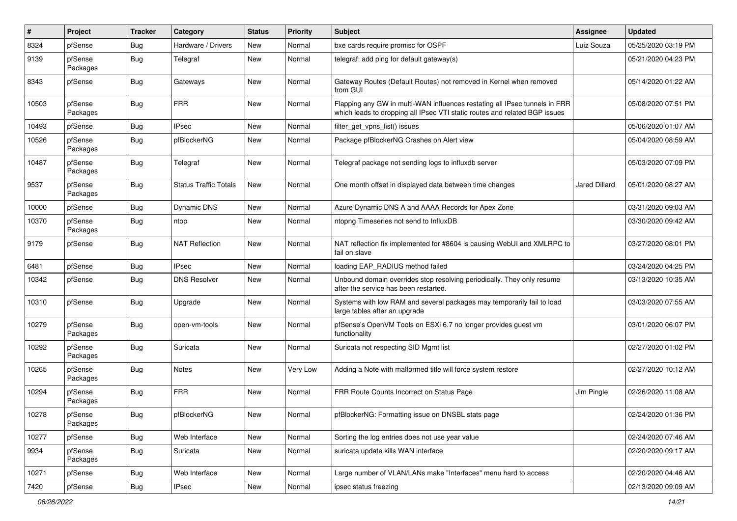| # | Project | Tracker | Category | Status | Priority | Subject | Assignee | Updated |
| --- | --- | --- | --- | --- | --- | --- | --- | --- |
| 8324 | pfSense | Bug | Hardware / Drivers | New | Normal | bxe cards require promisc for OSPF | Luiz Souza | 05/25/2020 03:19 PM |
| 9139 | pfSense Packages | Bug | Telegraf | New | Normal | telegraf: add ping for default gateway(s) | | 05/21/2020 04:23 PM |
| 8343 | pfSense | Bug | Gateways | New | Normal | Gateway Routes (Default Routes) not removed in Kernel when removed from GUI | | 05/14/2020 01:22 AM |
| 10503 | pfSense Packages | Bug | FRR | New | Normal | Flapping any GW in multi-WAN influences restating all IPsec tunnels in FRR which leads to dropping all IPsec VTI static routes and related BGP issues | | 05/08/2020 07:51 PM |
| 10493 | pfSense | Bug | IPsec | New | Normal | filter_get_vpns_list() issues | | 05/06/2020 01:07 AM |
| 10526 | pfSense Packages | Bug | pfBlockerNG | New | Normal | Package pfBlockerNG Crashes on Alert view | | 05/04/2020 08:59 AM |
| 10487 | pfSense Packages | Bug | Telegraf | New | Normal | Telegraf package not sending logs to influxdb server | | 05/03/2020 07:09 PM |
| 9537 | pfSense Packages | Bug | Status Traffic Totals | New | Normal | One month offset in displayed data between time changes | Jared Dillard | 05/01/2020 08:27 AM |
| 10000 | pfSense | Bug | Dynamic DNS | New | Normal | Azure Dynamic DNS A and AAAA Records for Apex Zone | | 03/31/2020 09:03 AM |
| 10370 | pfSense Packages | Bug | ntop | New | Normal | ntopng Timeseries not send to InfluxDB | | 03/30/2020 09:42 AM |
| 9179 | pfSense | Bug | NAT Reflection | New | Normal | NAT reflection fix implemented for #8604 is causing WebUI and XMLRPC to fail on slave | | 03/27/2020 08:01 PM |
| 6481 | pfSense | Bug | IPsec | New | Normal | loading EAP_RADIUS method failed | | 03/24/2020 04:25 PM |
| 10342 | pfSense | Bug | DNS Resolver | New | Normal | Unbound domain overrides stop resolving periodically. They only resume after the service has been restarted. | | 03/13/2020 10:35 AM |
| 10310 | pfSense | Bug | Upgrade | New | Normal | Systems with low RAM and several packages may temporarily fail to load large tables after an upgrade | | 03/03/2020 07:55 AM |
| 10279 | pfSense Packages | Bug | open-vm-tools | New | Normal | pfSense's OpenVM Tools on ESXi 6.7 no longer provides guest vm functionality | | 03/01/2020 06:07 PM |
| 10292 | pfSense Packages | Bug | Suricata | New | Normal | Suricata not respecting SID Mgmt list | | 02/27/2020 01:02 PM |
| 10265 | pfSense Packages | Bug | Notes | New | Very Low | Adding a Note with malformed title will force system restore | | 02/27/2020 10:12 AM |
| 10294 | pfSense Packages | Bug | FRR | New | Normal | FRR Route Counts Incorrect on Status Page | Jim Pingle | 02/26/2020 11:08 AM |
| 10278 | pfSense Packages | Bug | pfBlockerNG | New | Normal | pfBlockerNG: Formatting issue on DNSBL stats page | | 02/24/2020 01:36 PM |
| 10277 | pfSense | Bug | Web Interface | New | Normal | Sorting the log entries does not use year value | | 02/24/2020 07:46 AM |
| 9934 | pfSense Packages | Bug | Suricata | New | Normal | suricata update kills WAN interface | | 02/20/2020 09:17 AM |
| 10271 | pfSense | Bug | Web Interface | New | Normal | Large number of VLAN/LANs make "Interfaces" menu hard to access | | 02/20/2020 04:46 AM |
| 7420 | pfSense | Bug | IPsec | New | Normal | ipsec status freezing | | 02/13/2020 09:09 AM |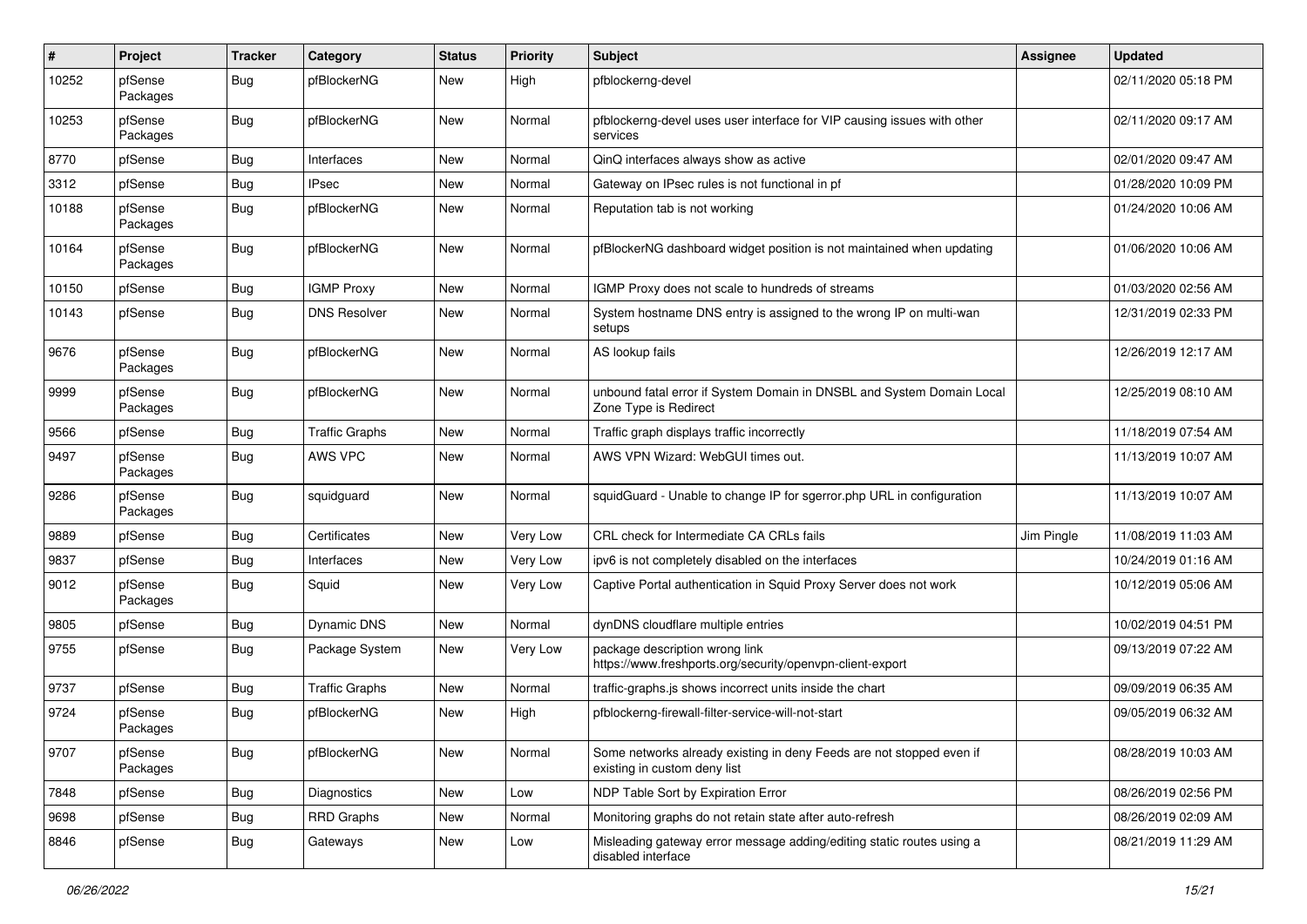| # | Project | Tracker | Category | Status | Priority | Subject | Assignee | Updated |
|---|---|---|---|---|---|---|---|---|
| 10252 | pfSense Packages | Bug | pfBlockerNG | New | High | pfblockerng-devel | | 02/11/2020 05:18 PM |
| 10253 | pfSense Packages | Bug | pfBlockerNG | New | Normal | pfblockerng-devel uses user interface for VIP causing issues with other services | | 02/11/2020 09:17 AM |
| 8770 | pfSense | Bug | Interfaces | New | Normal | QinQ interfaces always show as active | | 02/01/2020 09:47 AM |
| 3312 | pfSense | Bug | IPsec | New | Normal | Gateway on IPsec rules is not functional in pf | | 01/28/2020 10:09 PM |
| 10188 | pfSense Packages | Bug | pfBlockerNG | New | Normal | Reputation tab is not working | | 01/24/2020 10:06 AM |
| 10164 | pfSense Packages | Bug | pfBlockerNG | New | Normal | pfBlockerNG dashboard widget position is not maintained when updating | | 01/06/2020 10:06 AM |
| 10150 | pfSense | Bug | IGMP Proxy | New | Normal | IGMP Proxy does not scale to hundreds of streams | | 01/03/2020 02:56 AM |
| 10143 | pfSense | Bug | DNS Resolver | New | Normal | System hostname DNS entry is assigned to the wrong IP on multi-wan setups | | 12/31/2019 02:33 PM |
| 9676 | pfSense Packages | Bug | pfBlockerNG | New | Normal | AS lookup fails | | 12/26/2019 12:17 AM |
| 9999 | pfSense Packages | Bug | pfBlockerNG | New | Normal | unbound fatal error if System Domain in DNSBL and System Domain Local Zone Type is Redirect | | 12/25/2019 08:10 AM |
| 9566 | pfSense | Bug | Traffic Graphs | New | Normal | Traffic graph displays traffic incorrectly | | 11/18/2019 07:54 AM |
| 9497 | pfSense Packages | Bug | AWS VPC | New | Normal | AWS VPN Wizard: WebGUI times out. | | 11/13/2019 10:07 AM |
| 9286 | pfSense Packages | Bug | squidguard | New | Normal | squidGuard - Unable to change IP for sgerror.php URL in configuration | | 11/13/2019 10:07 AM |
| 9889 | pfSense | Bug | Certificates | New | Very Low | CRL check for Intermediate CA CRLs fails | Jim Pingle | 11/08/2019 11:03 AM |
| 9837 | pfSense | Bug | Interfaces | New | Very Low | ipv6 is not completely disabled on the interfaces | | 10/24/2019 01:16 AM |
| 9012 | pfSense Packages | Bug | Squid | New | Very Low | Captive Portal authentication in Squid Proxy Server does not work | | 10/12/2019 05:06 AM |
| 9805 | pfSense | Bug | Dynamic DNS | New | Normal | dynDNS cloudflare multiple entries | | 10/02/2019 04:51 PM |
| 9755 | pfSense | Bug | Package System | New | Very Low | package description wrong link https://www.freshports.org/security/openvpn-client-export | | 09/13/2019 07:22 AM |
| 9737 | pfSense | Bug | Traffic Graphs | New | Normal | traffic-graphs.js shows incorrect units inside the chart | | 09/09/2019 06:35 AM |
| 9724 | pfSense Packages | Bug | pfBlockerNG | New | High | pfblockerng-firewall-filter-service-will-not-start | | 09/05/2019 06:32 AM |
| 9707 | pfSense Packages | Bug | pfBlockerNG | New | Normal | Some networks already existing in deny Feeds are not stopped even if existing in custom deny list | | 08/28/2019 10:03 AM |
| 7848 | pfSense | Bug | Diagnostics | New | Low | NDP Table Sort by Expiration Error | | 08/26/2019 02:56 PM |
| 9698 | pfSense | Bug | RRD Graphs | New | Normal | Monitoring graphs do not retain state after auto-refresh | | 08/26/2019 02:09 AM |
| 8846 | pfSense | Bug | Gateways | New | Low | Misleading gateway error message adding/editing static routes using a disabled interface | | 08/21/2019 11:29 AM |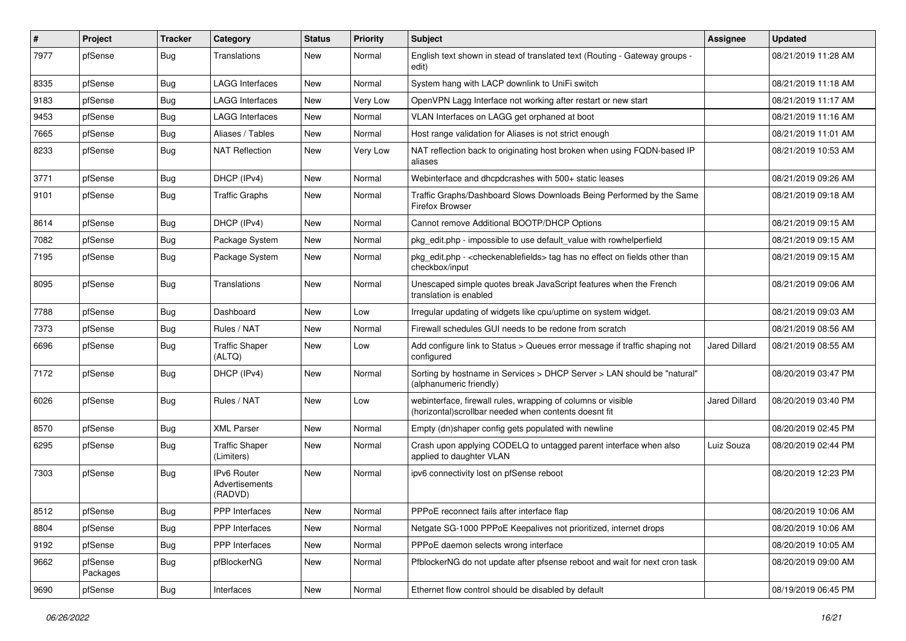| # | Project | Tracker | Category | Status | Priority | Subject | Assignee | Updated |
|---|---|---|---|---|---|---|---|---|
| 7977 | pfSense | Bug | Translations | New | Normal | English text shown in stead of translated text (Routing - Gateway groups - edit) | | 08/21/2019 11:28 AM |
| 8335 | pfSense | Bug | LAGG Interfaces | New | Normal | System hang with LACP downlink to UniFi switch | | 08/21/2019 11:18 AM |
| 9183 | pfSense | Bug | LAGG Interfaces | New | Very Low | OpenVPN Lagg Interface not working after restart or new start | | 08/21/2019 11:17 AM |
| 9453 | pfSense | Bug | LAGG Interfaces | New | Normal | VLAN Interfaces on LAGG get orphaned at boot | | 08/21/2019 11:16 AM |
| 7665 | pfSense | Bug | Aliases / Tables | New | Normal | Host range validation for Aliases is not strict enough | | 08/21/2019 11:01 AM |
| 8233 | pfSense | Bug | NAT Reflection | New | Very Low | NAT reflection back to originating host broken when using FQDN-based IP aliases | | 08/21/2019 10:53 AM |
| 3771 | pfSense | Bug | DHCP (IPv4) | New | Normal | Webinterface and dhcpdcrashes with 500+ static leases | | 08/21/2019 09:26 AM |
| 9101 | pfSense | Bug | Traffic Graphs | New | Normal | Traffic Graphs/Dashboard Slows Downloads Being Performed by the Same Firefox Browser | | 08/21/2019 09:18 AM |
| 8614 | pfSense | Bug | DHCP (IPv4) | New | Normal | Cannot remove Additional BOOTP/DHCP Options | | 08/21/2019 09:15 AM |
| 7082 | pfSense | Bug | Package System | New | Normal | pkg_edit.php - impossible to use default_value with rowhelperfield | | 08/21/2019 09:15 AM |
| 7195 | pfSense | Bug | Package System | New | Normal | pkg_edit.php - <checkenablefields> tag has no effect on fields other than checkbox/input | | 08/21/2019 09:15 AM |
| 8095 | pfSense | Bug | Translations | New | Normal | Unescaped simple quotes break JavaScript features when the French translation is enabled | | 08/21/2019 09:06 AM |
| 7788 | pfSense | Bug | Dashboard | New | Low | Irregular updating of widgets like cpu/uptime on system widget. | | 08/21/2019 09:03 AM |
| 7373 | pfSense | Bug | Rules / NAT | New | Normal | Firewall schedules GUI needs to be redone from scratch | | 08/21/2019 08:56 AM |
| 6696 | pfSense | Bug | Traffic Shaper (ALTQ) | New | Low | Add configure link to Status > Queues error message if traffic shaping not configured | Jared Dillard | 08/21/2019 08:55 AM |
| 7172 | pfSense | Bug | DHCP (IPv4) | New | Normal | Sorting by hostname in Services > DHCP Server > LAN should be "natural" (alphanumeric friendly) | | 08/20/2019 03:47 PM |
| 6026 | pfSense | Bug | Rules / NAT | New | Low | webinterface, firewall rules, wrapping of columns or visible (horizontal)scrollbar needed when contents doesnt fit | Jared Dillard | 08/20/2019 03:40 PM |
| 8570 | pfSense | Bug | XML Parser | New | Normal | Empty (dn)shaper config gets populated with newline | | 08/20/2019 02:45 PM |
| 6295 | pfSense | Bug | Traffic Shaper (Limiters) | New | Normal | Crash upon applying CODELQ to untagged parent interface when also applied to daughter VLAN | Luiz Souza | 08/20/2019 02:44 PM |
| 7303 | pfSense | Bug | IPv6 Router Advertisements (RADVD) | New | Normal | ipv6 connectivity lost on pfSense reboot | | 08/20/2019 12:23 PM |
| 8512 | pfSense | Bug | PPP Interfaces | New | Normal | PPPoE reconnect fails after interface flap | | 08/20/2019 10:06 AM |
| 8804 | pfSense | Bug | PPP Interfaces | New | Normal | Netgate SG-1000 PPPoE Keepalives not prioritized, internet drops | | 08/20/2019 10:06 AM |
| 9192 | pfSense | Bug | PPP Interfaces | New | Normal | PPPoE daemon selects wrong interface | | 08/20/2019 10:05 AM |
| 9662 | pfSense Packages | Bug | pfBlockerNG | New | Normal | PfblockerNG do not update after pfsense reboot and wait for next cron task | | 08/20/2019 09:00 AM |
| 9690 | pfSense | Bug | Interfaces | New | Normal | Ethernet flow control should be disabled by default | | 08/19/2019 06:45 PM |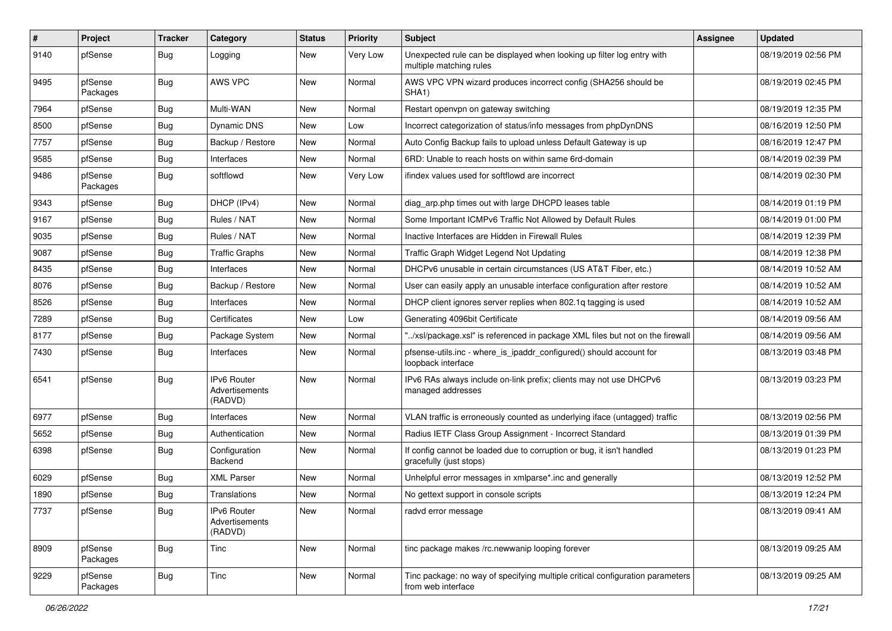| # | Project | Tracker | Category | Status | Priority | Subject | Assignee | Updated |
|---|---|---|---|---|---|---|---|---|
| 9140 | pfSense | Bug | Logging | New | Very Low | Unexpected rule can be displayed when looking up filter log entry with multiple matching rules | | 08/19/2019 02:56 PM |
| 9495 | pfSense Packages | Bug | AWS VPC | New | Normal | AWS VPC VPN wizard produces incorrect config (SHA256 should be SHA1) | | 08/19/2019 02:45 PM |
| 7964 | pfSense | Bug | Multi-WAN | New | Normal | Restart openvpn on gateway switching | | 08/19/2019 12:35 PM |
| 8500 | pfSense | Bug | Dynamic DNS | New | Low | Incorrect categorization of status/info messages from phpDynDNS | | 08/16/2019 12:50 PM |
| 7757 | pfSense | Bug | Backup / Restore | New | Normal | Auto Config Backup fails to upload unless Default Gateway is up | | 08/16/2019 12:47 PM |
| 9585 | pfSense | Bug | Interfaces | New | Normal | 6RD: Unable to reach hosts on within same 6rd-domain | | 08/14/2019 02:39 PM |
| 9486 | pfSense Packages | Bug | softflowd | New | Very Low | ifindex values used for softflowd are incorrect | | 08/14/2019 02:30 PM |
| 9343 | pfSense | Bug | DHCP (IPv4) | New | Normal | diag_arp.php times out with large DHCPD leases table | | 08/14/2019 01:19 PM |
| 9167 | pfSense | Bug | Rules / NAT | New | Normal | Some Important ICMPv6 Traffic Not Allowed by Default Rules | | 08/14/2019 01:00 PM |
| 9035 | pfSense | Bug | Rules / NAT | New | Normal | Inactive Interfaces are Hidden in Firewall Rules | | 08/14/2019 12:39 PM |
| 9087 | pfSense | Bug | Traffic Graphs | New | Normal | Traffic Graph Widget Legend Not Updating | | 08/14/2019 12:38 PM |
| 8435 | pfSense | Bug | Interfaces | New | Normal | DHCPv6 unusable in certain circumstances (US AT&T Fiber, etc.) | | 08/14/2019 10:52 AM |
| 8076 | pfSense | Bug | Backup / Restore | New | Normal | User can easily apply an unusable interface configuration after restore | | 08/14/2019 10:52 AM |
| 8526 | pfSense | Bug | Interfaces | New | Normal | DHCP client ignores server replies when 802.1q tagging is used | | 08/14/2019 10:52 AM |
| 7289 | pfSense | Bug | Certificates | New | Low | Generating 4096bit Certificate | | 08/14/2019 09:56 AM |
| 8177 | pfSense | Bug | Package System | New | Normal | "../xsl/package.xsl" is referenced in package XML files but not on the firewall | | 08/14/2019 09:56 AM |
| 7430 | pfSense | Bug | Interfaces | New | Normal | pfsense-utils.inc - where_is_ipaddr_configured() should account for loopback interface | | 08/13/2019 03:48 PM |
| 6541 | pfSense | Bug | IPv6 Router Advertisements (RADVD) | New | Normal | IPv6 RAs always include on-link prefix; clients may not use DHCPv6 managed addresses | | 08/13/2019 03:23 PM |
| 6977 | pfSense | Bug | Interfaces | New | Normal | VLAN traffic is erroneously counted as underlying iface (untagged) traffic | | 08/13/2019 02:56 PM |
| 5652 | pfSense | Bug | Authentication | New | Normal | Radius IETF Class Group Assignment - Incorrect Standard | | 08/13/2019 01:39 PM |
| 6398 | pfSense | Bug | Configuration Backend | New | Normal | If config cannot be loaded due to corruption or bug, it isn't handled gracefully (just stops) | | 08/13/2019 01:23 PM |
| 6029 | pfSense | Bug | XML Parser | New | Normal | Unhelpful error messages in xmlparse*.inc and generally | | 08/13/2019 12:52 PM |
| 1890 | pfSense | Bug | Translations | New | Normal | No gettext support in console scripts | | 08/13/2019 12:24 PM |
| 7737 | pfSense | Bug | IPv6 Router Advertisements (RADVD) | New | Normal | radvd error message | | 08/13/2019 09:41 AM |
| 8909 | pfSense Packages | Bug | Tinc | New | Normal | tinc package makes /rc.newwanip looping forever | | 08/13/2019 09:25 AM |
| 9229 | pfSense Packages | Bug | Tinc | New | Normal | Tinc package: no way of specifying multiple critical configuration parameters from web interface | | 08/13/2019 09:25 AM |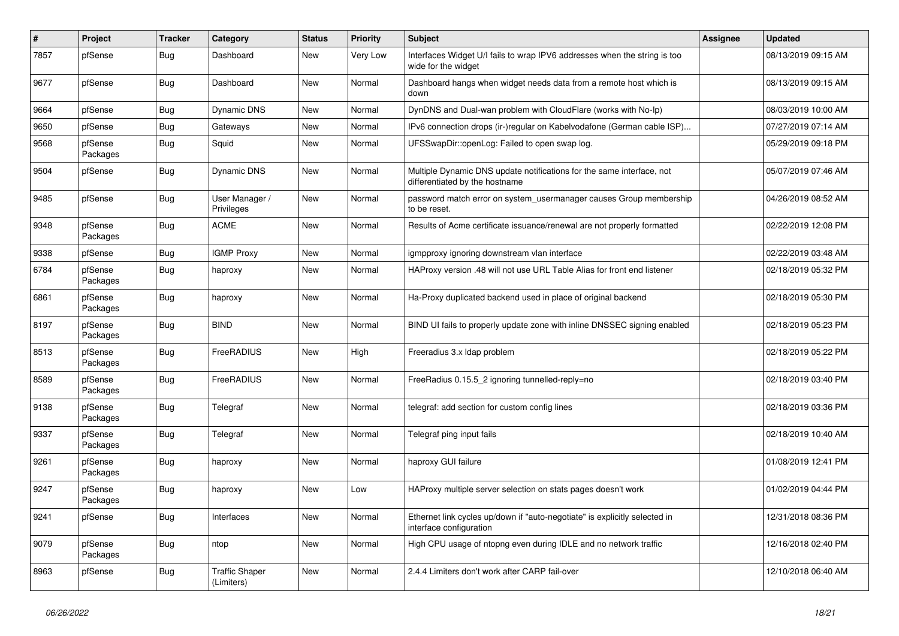| # | Project | Tracker | Category | Status | Priority | Subject | Assignee | Updated |
|---|---|---|---|---|---|---|---|---|
| 7857 | pfSense | Bug | Dashboard | New | Very Low | Interfaces Widget U/I fails to wrap IPV6 addresses when the string is too wide for the widget | | 08/13/2019 09:15 AM |
| 9677 | pfSense | Bug | Dashboard | New | Normal | Dashboard hangs when widget needs data from a remote host which is down | | 08/13/2019 09:15 AM |
| 9664 | pfSense | Bug | Dynamic DNS | New | Normal | DynDNS and Dual-wan problem with CloudFlare (works with No-Ip) | | 08/03/2019 10:00 AM |
| 9650 | pfSense | Bug | Gateways | New | Normal | IPv6 connection drops (ir-)regular on Kabelvodafone (German cable ISP)... | | 07/27/2019 07:14 AM |
| 9568 | pfSense Packages | Bug | Squid | New | Normal | UFSSwapDir::openLog: Failed to open swap log. | | 05/29/2019 09:18 PM |
| 9504 | pfSense | Bug | Dynamic DNS | New | Normal | Multiple Dynamic DNS update notifications for the same interface, not differentiated by the hostname | | 05/07/2019 07:46 AM |
| 9485 | pfSense | Bug | User Manager / Privileges | New | Normal | password match error on system_usermanager causes Group membership to be reset. | | 04/26/2019 08:52 AM |
| 9348 | pfSense Packages | Bug | ACME | New | Normal | Results of Acme certificate issuance/renewal are not properly formatted | | 02/22/2019 12:08 PM |
| 9338 | pfSense | Bug | IGMP Proxy | New | Normal | igmpproxy ignoring downstream vlan interface | | 02/22/2019 03:48 AM |
| 6784 | pfSense Packages | Bug | haproxy | New | Normal | HAProxy version .48 will not use URL Table Alias for front end listener | | 02/18/2019 05:32 PM |
| 6861 | pfSense Packages | Bug | haproxy | New | Normal | Ha-Proxy duplicated backend used in place of original backend | | 02/18/2019 05:30 PM |
| 8197 | pfSense Packages | Bug | BIND | New | Normal | BIND UI fails to properly update zone with inline DNSSEC signing enabled | | 02/18/2019 05:23 PM |
| 8513 | pfSense Packages | Bug | FreeRADIUS | New | High | Freeradius 3.x ldap problem | | 02/18/2019 05:22 PM |
| 8589 | pfSense Packages | Bug | FreeRADIUS | New | Normal | FreeRadius 0.15.5_2 ignoring tunnelled-reply=no | | 02/18/2019 03:40 PM |
| 9138 | pfSense Packages | Bug | Telegraf | New | Normal | telegraf: add section for custom config lines | | 02/18/2019 03:36 PM |
| 9337 | pfSense Packages | Bug | Telegraf | New | Normal | Telegraf ping input fails | | 02/18/2019 10:40 AM |
| 9261 | pfSense Packages | Bug | haproxy | New | Normal | haproxy GUI failure | | 01/08/2019 12:41 PM |
| 9247 | pfSense Packages | Bug | haproxy | New | Low | HAProxy multiple server selection on stats pages doesn't work | | 01/02/2019 04:44 PM |
| 9241 | pfSense | Bug | Interfaces | New | Normal | Ethernet link cycles up/down if "auto-negotiate" is explicitly selected in interface configuration | | 12/31/2018 08:36 PM |
| 9079 | pfSense Packages | Bug | ntop | New | Normal | High CPU usage of ntopng even during IDLE and no network traffic | | 12/16/2018 02:40 PM |
| 8963 | pfSense | Bug | Traffic Shaper (Limiters) | New | Normal | 2.4.4 Limiters don't work after CARP fail-over | | 12/10/2018 06:40 AM |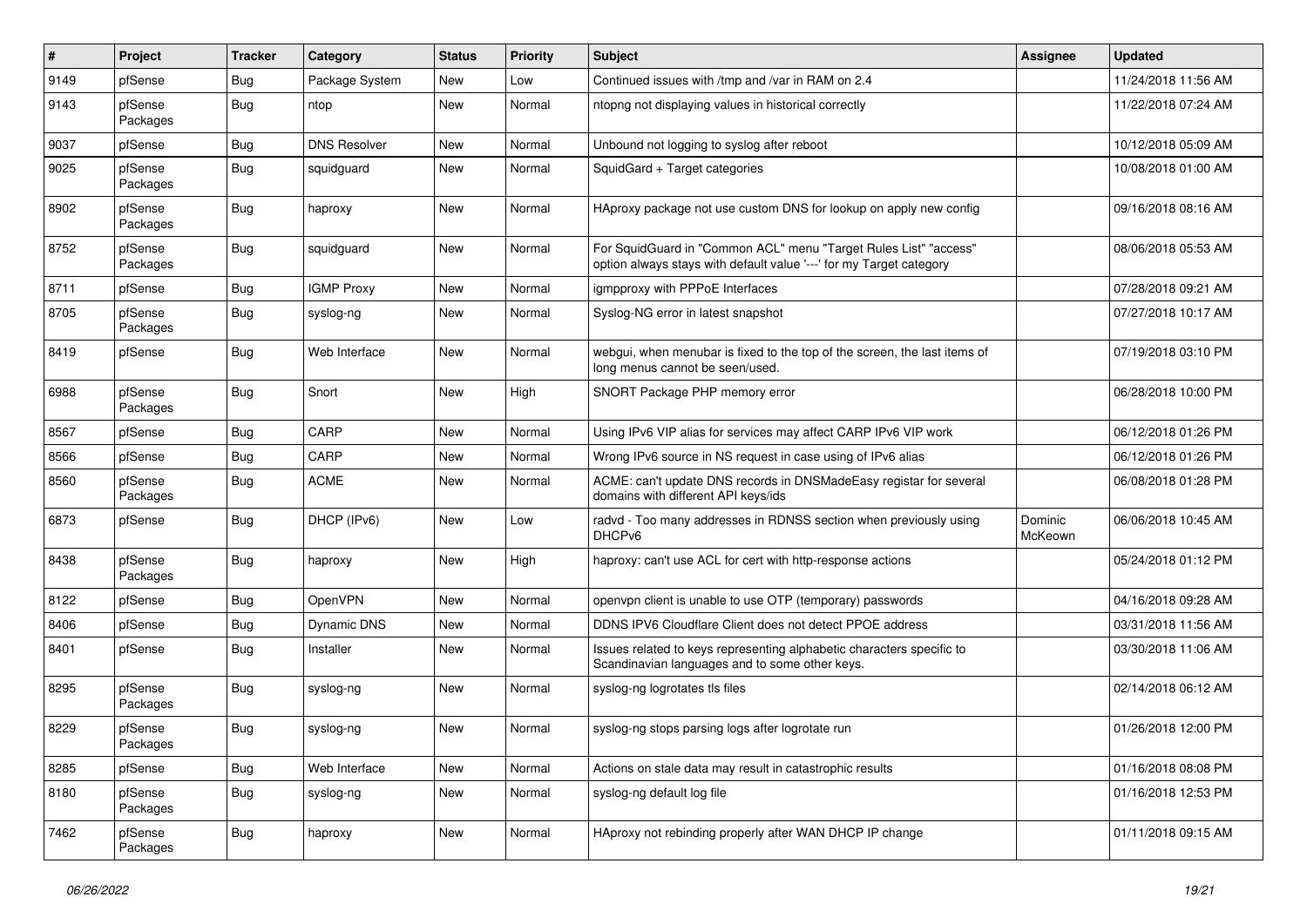| # | Project | Tracker | Category | Status | Priority | Subject | Assignee | Updated |
|---|---|---|---|---|---|---|---|---|
| 9149 | pfSense | Bug | Package System | New | Low | Continued issues with /tmp and /var in RAM on 2.4 | | 11/24/2018 11:56 AM |
| 9143 | pfSense Packages | Bug | ntop | New | Normal | ntopng not displaying values in historical correctly | | 11/22/2018 07:24 AM |
| 9037 | pfSense | Bug | DNS Resolver | New | Normal | Unbound not logging to syslog after reboot | | 10/12/2018 05:09 AM |
| 9025 | pfSense Packages | Bug | squidguard | New | Normal | SquidGard + Target categories | | 10/08/2018 01:00 AM |
| 8902 | pfSense Packages | Bug | haproxy | New | Normal | HAproxy package not use custom DNS for lookup on apply new config | | 09/16/2018 08:16 AM |
| 8752 | pfSense Packages | Bug | squidguard | New | Normal | For SquidGuard in "Common ACL" menu "Target Rules List" "access" option always stays with default value '---' for my Target category | | 08/06/2018 05:53 AM |
| 8711 | pfSense | Bug | IGMP Proxy | New | Normal | igmpproxy with PPPoE Interfaces | | 07/28/2018 09:21 AM |
| 8705 | pfSense Packages | Bug | syslog-ng | New | Normal | Syslog-NG error in latest snapshot | | 07/27/2018 10:17 AM |
| 8419 | pfSense | Bug | Web Interface | New | Normal | webgui, when menubar is fixed to the top of the screen, the last items of long menus cannot be seen/used. | | 07/19/2018 03:10 PM |
| 6988 | pfSense Packages | Bug | Snort | New | High | SNORT Package PHP memory error | | 06/28/2018 10:00 PM |
| 8567 | pfSense | Bug | CARP | New | Normal | Using IPv6 VIP alias for services may affect CARP IPv6 VIP work | | 06/12/2018 01:26 PM |
| 8566 | pfSense | Bug | CARP | New | Normal | Wrong IPv6 source in NS request in case using of IPv6 alias | | 06/12/2018 01:26 PM |
| 8560 | pfSense Packages | Bug | ACME | New | Normal | ACME: can't update DNS records in DNSMadeEasy registar for several domains with different API keys/ids | | 06/08/2018 01:28 PM |
| 6873 | pfSense | Bug | DHCP (IPv6) | New | Low | radvd - Too many addresses in RDNSS section when previously using DHCPv6 | Dominic McKeown | 06/06/2018 10:45 AM |
| 8438 | pfSense Packages | Bug | haproxy | New | High | haproxy: can't use ACL for cert with http-response actions | | 05/24/2018 01:12 PM |
| 8122 | pfSense | Bug | OpenVPN | New | Normal | openvpn client is unable to use OTP (temporary) passwords | | 04/16/2018 09:28 AM |
| 8406 | pfSense | Bug | Dynamic DNS | New | Normal | DDNS IPV6 Cloudflare Client does not detect PPOE address | | 03/31/2018 11:56 AM |
| 8401 | pfSense | Bug | Installer | New | Normal | Issues related to keys representing alphabetic characters specific to Scandinavian languages and to some other keys. | | 03/30/2018 11:06 AM |
| 8295 | pfSense Packages | Bug | syslog-ng | New | Normal | syslog-ng logrotates tls files | | 02/14/2018 06:12 AM |
| 8229 | pfSense Packages | Bug | syslog-ng | New | Normal | syslog-ng stops parsing logs after logrotate run | | 01/26/2018 12:00 PM |
| 8285 | pfSense | Bug | Web Interface | New | Normal | Actions on stale data may result in catastrophic results | | 01/16/2018 08:08 PM |
| 8180 | pfSense Packages | Bug | syslog-ng | New | Normal | syslog-ng default log file | | 01/16/2018 12:53 PM |
| 7462 | pfSense Packages | Bug | haproxy | New | Normal | HAproxy not rebinding properly after WAN DHCP IP change | | 01/11/2018 09:15 AM |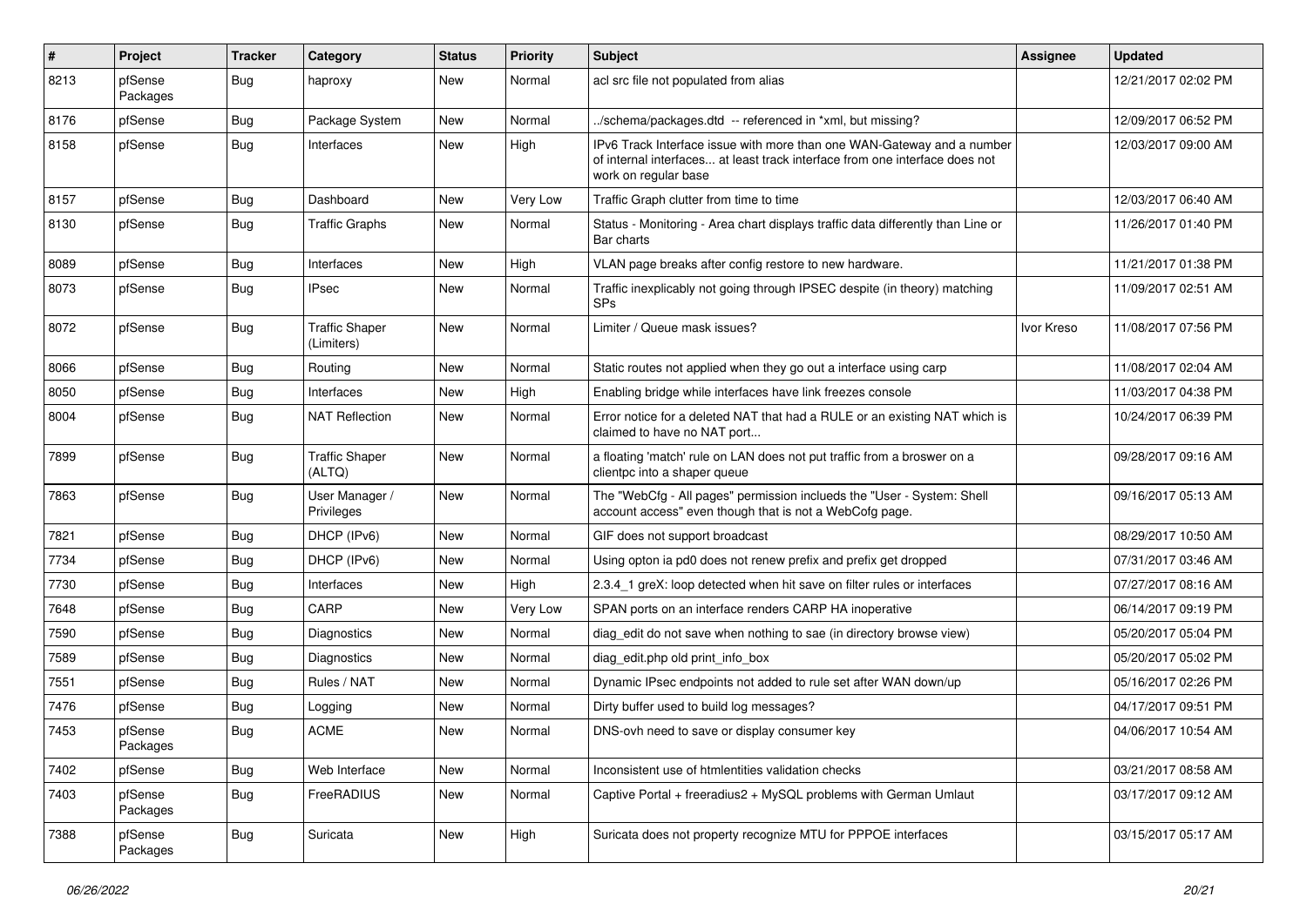| # | Project | Tracker | Category | Status | Priority | Subject | Assignee | Updated |
|---|---|---|---|---|---|---|---|---|
| 8213 | pfSense Packages | Bug | haproxy | New | Normal | acl src file not populated from alias | | 12/21/2017 02:02 PM |
| 8176 | pfSense | Bug | Package System | New | Normal | ../schema/packages.dtd -- referenced in *xml, but missing? | | 12/09/2017 06:52 PM |
| 8158 | pfSense | Bug | Interfaces | New | High | IPv6 Track Interface issue with more than one WAN-Gateway and a number of internal interfaces... at least track interface from one interface does not work on regular base | | 12/03/2017 09:00 AM |
| 8157 | pfSense | Bug | Dashboard | New | Very Low | Traffic Graph clutter from time to time | | 12/03/2017 06:40 AM |
| 8130 | pfSense | Bug | Traffic Graphs | New | Normal | Status - Monitoring - Area chart displays traffic data differently than Line or Bar charts | | 11/26/2017 01:40 PM |
| 8089 | pfSense | Bug | Interfaces | New | High | VLAN page breaks after config restore to new hardware. | | 11/21/2017 01:38 PM |
| 8073 | pfSense | Bug | IPsec | New | Normal | Traffic inexplicably not going through IPSEC despite (in theory) matching SPs | | 11/09/2017 02:51 AM |
| 8072 | pfSense | Bug | Traffic Shaper (Limiters) | New | Normal | Limiter / Queue mask issues? | Ivor Kreso | 11/08/2017 07:56 PM |
| 8066 | pfSense | Bug | Routing | New | Normal | Static routes not applied when they go out a interface using carp | | 11/08/2017 02:04 AM |
| 8050 | pfSense | Bug | Interfaces | New | High | Enabling bridge while interfaces have link freezes console | | 11/03/2017 04:38 PM |
| 8004 | pfSense | Bug | NAT Reflection | New | Normal | Error notice for a deleted NAT that had a RULE or an existing NAT which is claimed to have no NAT port... | | 10/24/2017 06:39 PM |
| 7899 | pfSense | Bug | Traffic Shaper (ALTQ) | New | Normal | a floating 'match' rule on LAN does not put traffic from a broswer on a clientpc into a shaper queue | | 09/28/2017 09:16 AM |
| 7863 | pfSense | Bug | User Manager / Privileges | New | Normal | The "WebCfg - All pages" permission inclueds the "User - System: Shell account access" even though that is not a WebCofg page. | | 09/16/2017 05:13 AM |
| 7821 | pfSense | Bug | DHCP (IPv6) | New | Normal | GIF does not support broadcast | | 08/29/2017 10:50 AM |
| 7734 | pfSense | Bug | DHCP (IPv6) | New | Normal | Using opton ia pd0 does not renew prefix and prefix get dropped | | 07/31/2017 03:46 AM |
| 7730 | pfSense | Bug | Interfaces | New | High | 2.3.4_1 greX: loop detected when hit save on filter rules or interfaces | | 07/27/2017 08:16 AM |
| 7648 | pfSense | Bug | CARP | New | Very Low | SPAN ports on an interface renders CARP HA inoperative | | 06/14/2017 09:19 PM |
| 7590 | pfSense | Bug | Diagnostics | New | Normal | diag_edit do not save when nothing to sae (in directory browse view) | | 05/20/2017 05:04 PM |
| 7589 | pfSense | Bug | Diagnostics | New | Normal | diag_edit.php old print_info_box | | 05/20/2017 05:02 PM |
| 7551 | pfSense | Bug | Rules / NAT | New | Normal | Dynamic IPsec endpoints not added to rule set after WAN down/up | | 05/16/2017 02:26 PM |
| 7476 | pfSense | Bug | Logging | New | Normal | Dirty buffer used to build log messages? | | 04/17/2017 09:51 PM |
| 7453 | pfSense Packages | Bug | ACME | New | Normal | DNS-ovh need to save or display consumer key | | 04/06/2017 10:54 AM |
| 7402 | pfSense | Bug | Web Interface | New | Normal | Inconsistent use of htmlentities validation checks | | 03/21/2017 08:58 AM |
| 7403 | pfSense Packages | Bug | FreeRADIUS | New | Normal | Captive Portal + freeradius2 + MySQL problems with German Umlaut | | 03/17/2017 09:12 AM |
| 7388 | pfSense Packages | Bug | Suricata | New | High | Suricata does not property recognize MTU for PPPOE interfaces | | 03/15/2017 05:17 AM |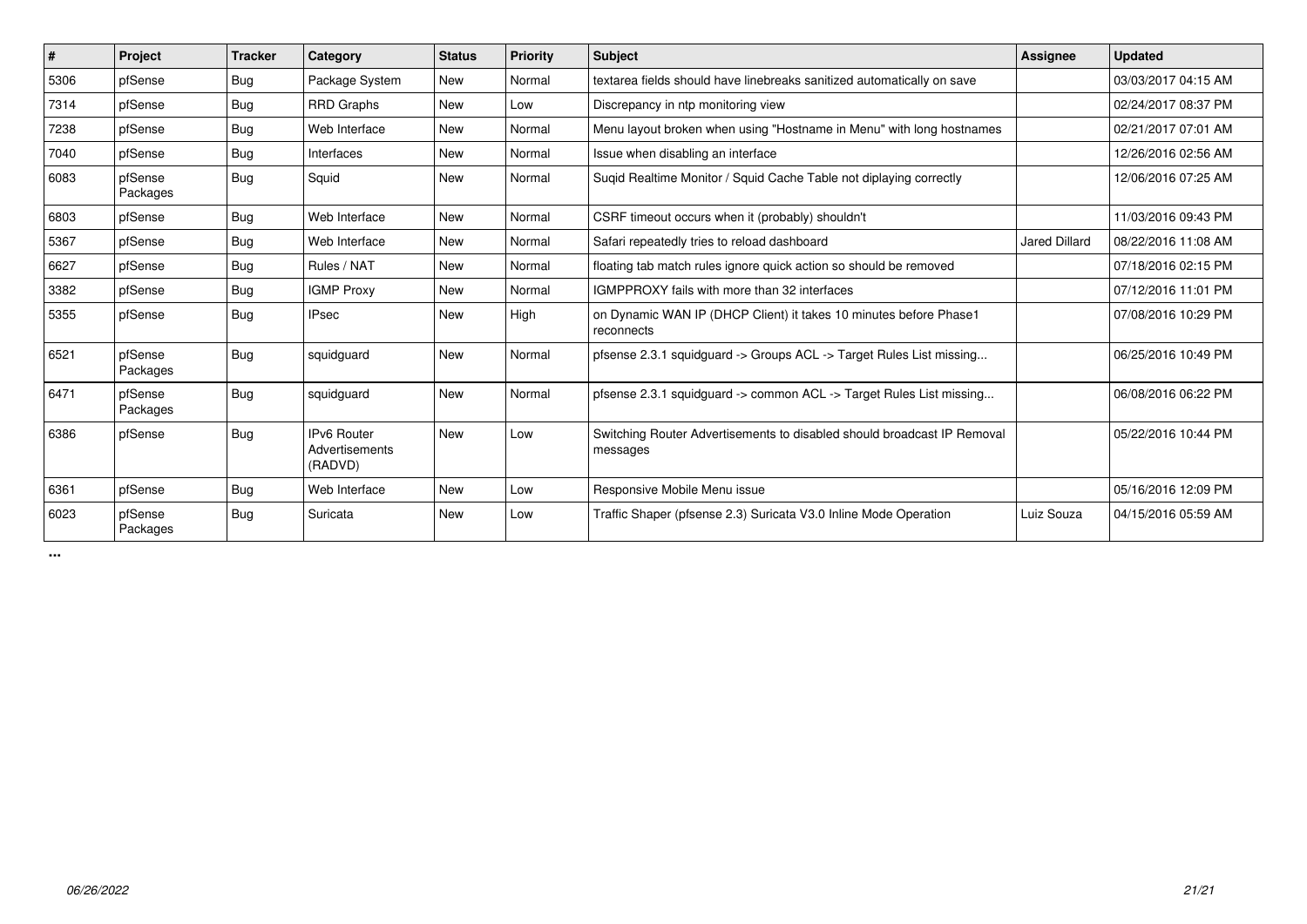| # | Project | Tracker | Category | Status | Priority | Subject | Assignee | Updated |
|---|---|---|---|---|---|---|---|---|
| 5306 | pfSense | Bug | Package System | New | Normal | textarea fields should have linebreaks sanitized automatically on save | | 03/03/2017 04:15 AM |
| 7314 | pfSense | Bug | RRD Graphs | New | Low | Discrepancy in ntp monitoring view | | 02/24/2017 08:37 PM |
| 7238 | pfSense | Bug | Web Interface | New | Normal | Menu layout broken when using "Hostname in Menu" with long hostnames | | 02/21/2017 07:01 AM |
| 7040 | pfSense | Bug | Interfaces | New | Normal | Issue when disabling an interface | | 12/26/2016 02:56 AM |
| 6083 | pfSense Packages | Bug | Squid | New | Normal | Suqid Realtime Monitor / Squid Cache Table not diplaying correctly | | 12/06/2016 07:25 AM |
| 6803 | pfSense | Bug | Web Interface | New | Normal | CSRF timeout occurs when it (probably) shouldn't | | 11/03/2016 09:43 PM |
| 5367 | pfSense | Bug | Web Interface | New | Normal | Safari repeatedly tries to reload dashboard | Jared Dillard | 08/22/2016 11:08 AM |
| 6627 | pfSense | Bug | Rules / NAT | New | Normal | floating tab match rules ignore quick action so should be removed | | 07/18/2016 02:15 PM |
| 3382 | pfSense | Bug | IGMP Proxy | New | Normal | IGMPPROXY fails with more than 32 interfaces | | 07/12/2016 11:01 PM |
| 5355 | pfSense | Bug | IPsec | New | High | on Dynamic WAN IP (DHCP Client) it takes 10 minutes before Phase1 reconnects | | 07/08/2016 10:29 PM |
| 6521 | pfSense Packages | Bug | squidguard | New | Normal | pfsense 2.3.1 squidguard -> Groups ACL -> Target Rules List missing... | | 06/25/2016 10:49 PM |
| 6471 | pfSense Packages | Bug | squidguard | New | Normal | pfsense 2.3.1 squidguard -> common ACL -> Target Rules List missing... | | 06/08/2016 06:22 PM |
| 6386 | pfSense | Bug | IPv6 Router Advertisements (RADVD) | New | Low | Switching Router Advertisements to disabled should broadcast IP Removal messages | | 05/22/2016 10:44 PM |
| 6361 | pfSense | Bug | Web Interface | New | Low | Responsive Mobile Menu issue | | 05/16/2016 12:09 PM |
| 6023 | pfSense Packages | Bug | Suricata | New | Low | Traffic Shaper (pfsense 2.3) Suricata V3.0 Inline Mode Operation | Luiz Souza | 04/15/2016 05:59 AM |

...